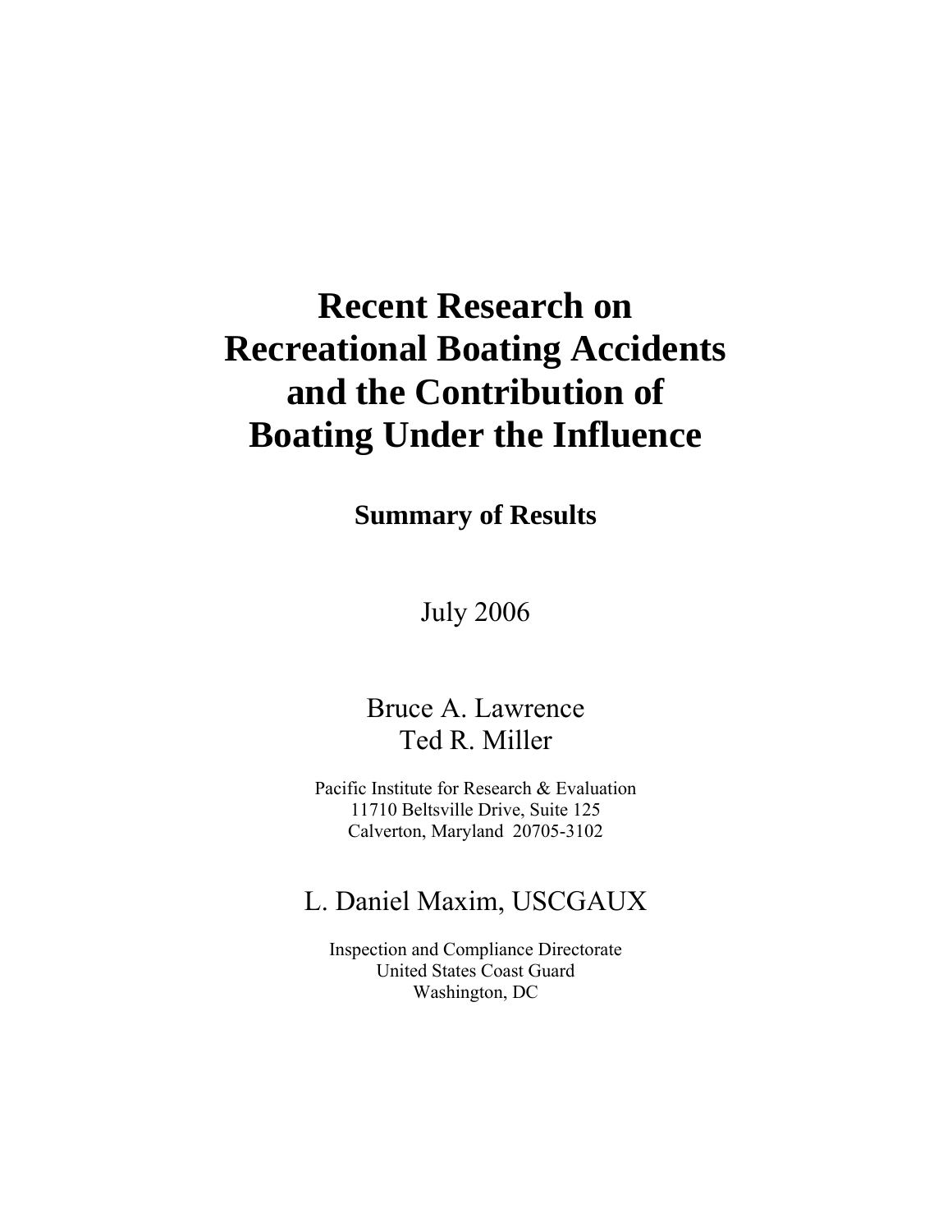# Recent Research on Recreational Boating Accidents and the Contribution of Boating Under the Influence

## Summary of Results

July 2006

Bruce A. Lawrence
Ted R. Miller

Pacific Institute for Research & Evaluation
11710 Beltsville Drive, Suite 125
Calverton, Maryland 20705-3102

L. Daniel Maxim, USCGAUX

Inspection and Compliance Directorate
United States Coast Guard
Washington, DC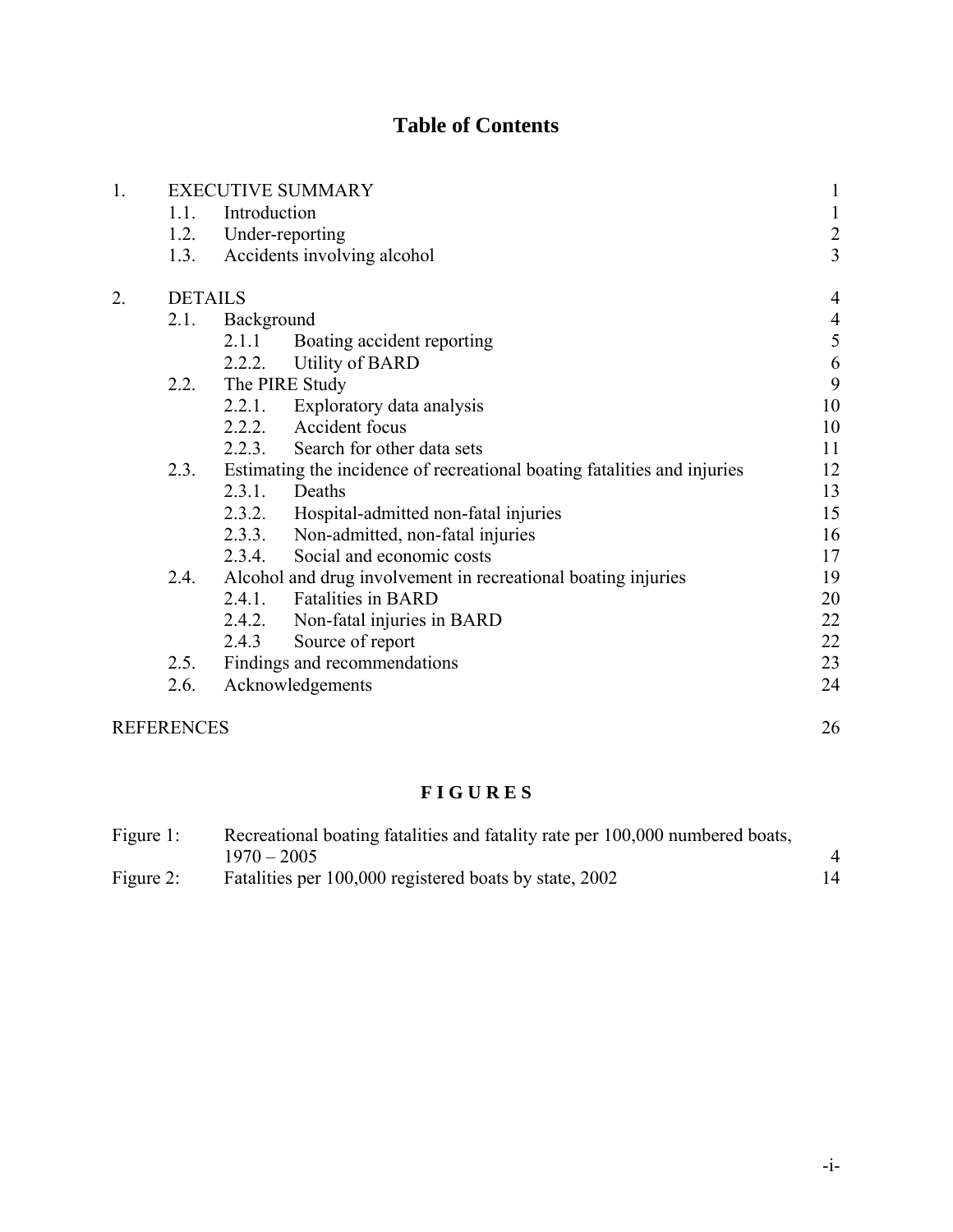# Table of Contents

| | | | |
|---|---|---|---|
| 1. | EXECUTIVE SUMMARY | | 1 |
| | 1.1. | Introduction | 1 |
| | 1.2. | Under-reporting | 2 |
| | 1.3. | Accidents involving alcohol | 3 |
| 2. | DETAILS | | 4 |
| | 2.1. | Background | 4 |
| | | 2.1.1 Boating accident reporting | 5 |
| | | 2.2.2. Utility of BARD | 6 |
| | 2.2. | The PIRE Study | 9 |
| | | 2.2.1. Exploratory data analysis | 10 |
| | | 2.2.2. Accident focus | 10 |
| | | 2.2.3. Search for other data sets | 11 |
| | 2.3. | Estimating the incidence of recreational boating fatalities and injuries | 12 |
| | | 2.3.1. Deaths | 13 |
| | | 2.3.2. Hospital-admitted non-fatal injuries | 15 |
| | | 2.3.3. Non-admitted, non-fatal injuries | 16 |
| | | 2.3.4. Social and economic costs | 17 |
| | 2.4. | Alcohol and drug involvement in recreational boating injuries | 19 |
| | | 2.4.1. Fatalities in BARD | 20 |
| | | 2.4.2. Non-fatal injuries in BARD | 22 |
| | | 2.4.3 Source of report | 22 |
| | 2.5. | Findings and recommendations | 23 |
| | 2.6. | Acknowledgements | 24 |
| REFERENCES | | | 26 |

## F I G U R E S

| | | |
|---|---|---|
| Figure 1: | Recreational boating fatalities and fatality rate per 100,000 numbered boats, 1970 – 2005 | 4 |
| Figure 2: | Fatalities per 100,000 registered boats by state, 2002 | 14 |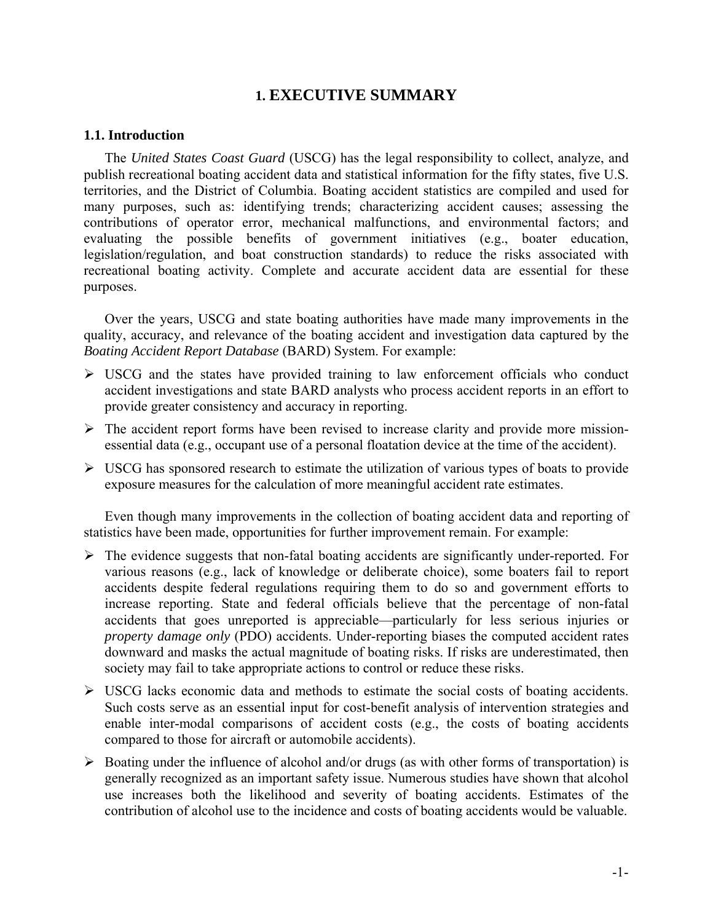# 1. EXECUTIVE SUMMARY

## 1.1. Introduction

The *United States Coast Guard* (USCG) has the legal responsibility to collect, analyze, and publish recreational boating accident data and statistical information for the fifty states, five U.S. territories, and the District of Columbia. Boating accident statistics are compiled and used for many purposes, such as: identifying trends; characterizing accident causes; assessing the contributions of operator error, mechanical malfunctions, and environmental factors; and evaluating the possible benefits of government initiatives (e.g., boater education, legislation/regulation, and boat construction standards) to reduce the risks associated with recreational boating activity. Complete and accurate accident data are essential for these purposes.

Over the years, USCG and state boating authorities have made many improvements in the quality, accuracy, and relevance of the boating accident and investigation data captured by the *Boating Accident Report Database* (BARD) System. For example:

- USCG and the states have provided training to law enforcement officials who conduct accident investigations and state BARD analysts who process accident reports in an effort to provide greater consistency and accuracy in reporting.
- The accident report forms have been revised to increase clarity and provide more mission-essential data (e.g., occupant use of a personal floatation device at the time of the accident).
- USCG has sponsored research to estimate the utilization of various types of boats to provide exposure measures for the calculation of more meaningful accident rate estimates.

Even though many improvements in the collection of boating accident data and reporting of statistics have been made, opportunities for further improvement remain. For example:

- The evidence suggests that non-fatal boating accidents are significantly under-reported. For various reasons (e.g., lack of knowledge or deliberate choice), some boaters fail to report accidents despite federal regulations requiring them to do so and government efforts to increase reporting. State and federal officials believe that the percentage of non-fatal accidents that goes unreported is appreciable—particularly for less serious injuries or *property damage only* (PDO) accidents. Under-reporting biases the computed accident rates downward and masks the actual magnitude of boating risks. If risks are underestimated, then society may fail to take appropriate actions to control or reduce these risks.
- USCG lacks economic data and methods to estimate the social costs of boating accidents. Such costs serve as an essential input for cost-benefit analysis of intervention strategies and enable inter-modal comparisons of accident costs (e.g., the costs of boating accidents compared to those for aircraft or automobile accidents).
- Boating under the influence of alcohol and/or drugs (as with other forms of transportation) is generally recognized as an important safety issue. Numerous studies have shown that alcohol use increases both the likelihood and severity of boating accidents. Estimates of the contribution of alcohol use to the incidence and costs of boating accidents would be valuable.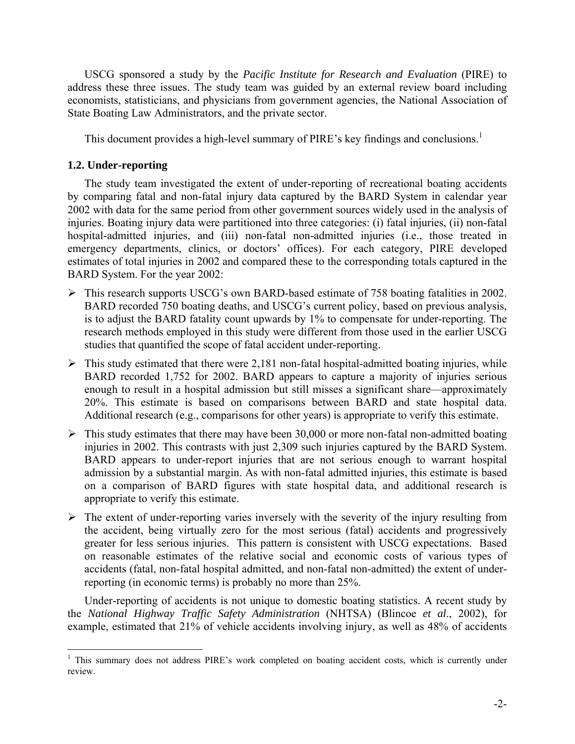USCG sponsored a study by the *Pacific Institute for Research and Evaluation* (PIRE) to address these three issues. The study team was guided by an external review board including economists, statisticians, and physicians from government agencies, the National Association of State Boating Law Administrators, and the private sector.

This document provides a high-level summary of PIRE's key findings and conclusions.[1]

### 1.2. Under-reporting

The study team investigated the extent of under-reporting of recreational boating accidents by comparing fatal and non-fatal injury data captured by the BARD System in calendar year 2002 with data for the same period from other government sources widely used in the analysis of injuries. Boating injury data were partitioned into three categories: (i) fatal injuries, (ii) non-fatal hospital-admitted injuries, and (iii) non-fatal non-admitted injuries (i.e., those treated in emergency departments, clinics, or doctors' offices). For each category, PIRE developed estimates of total injuries in 2002 and compared these to the corresponding totals captured in the BARD System. For the year 2002:

- This research supports USCG's own BARD-based estimate of 758 boating fatalities in 2002. BARD recorded 750 boating deaths, and USCG's current policy, based on previous analysis, is to adjust the BARD fatality count upwards by 1% to compensate for under-reporting. The research methods employed in this study were different from those used in the earlier USCG studies that quantified the scope of fatal accident under-reporting.
- This study estimated that there were 2,181 non-fatal hospital-admitted boating injuries, while BARD recorded 1,752 for 2002. BARD appears to capture a majority of injuries serious enough to result in a hospital admission but still misses a significant share—approximately 20%. This estimate is based on comparisons between BARD and state hospital data. Additional research (e.g., comparisons for other years) is appropriate to verify this estimate.
- This study estimates that there may have been 30,000 or more non-fatal non-admitted boating injuries in 2002. This contrasts with just 2,309 such injuries captured by the BARD System. BARD appears to under-report injuries that are not serious enough to warrant hospital admission by a substantial margin. As with non-fatal admitted injuries, this estimate is based on a comparison of BARD figures with state hospital data, and additional research is appropriate to verify this estimate.
- The extent of under-reporting varies inversely with the severity of the injury resulting from the accident, being virtually zero for the most serious (fatal) accidents and progressively greater for less serious injuries. This pattern is consistent with USCG expectations. Based on reasonable estimates of the relative social and economic costs of various types of accidents (fatal, non-fatal hospital admitted, and non-fatal non-admitted) the extent of under-reporting (in economic terms) is probably no more than 25%.

Under-reporting of accidents is not unique to domestic boating statistics. A recent study by the *National Highway Traffic Safety Administration* (NHTSA) (Blincoe *et al*., 2002), for example, estimated that 21% of vehicle accidents involving injury, as well as 48% of accidents

---

[1] This summary does not address PIRE's work completed on boating accident costs, which is currently under review.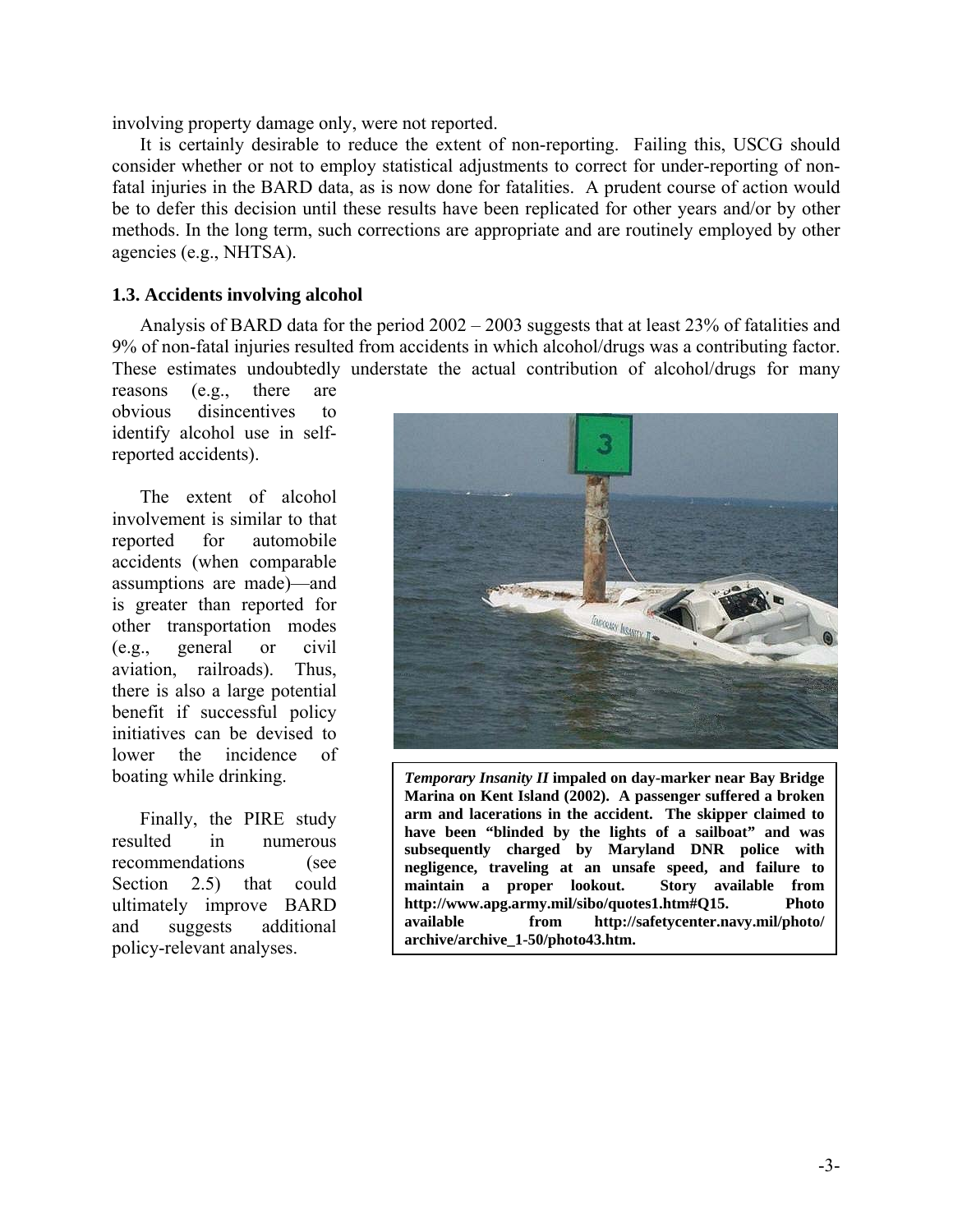involving property damage only, were not reported.

It is certainly desirable to reduce the extent of non-reporting. Failing this, USCG should consider whether or not to employ statistical adjustments to correct for under-reporting of non-fatal injuries in the BARD data, as is now done for fatalities. A prudent course of action would be to defer this decision until these results have been replicated for other years and/or by other methods. In the long term, such corrections are appropriate and are routinely employed by other agencies (e.g., NHTSA).

### 1.3. Accidents involving alcohol

Analysis of BARD data for the period 2002 – 2003 suggests that at least 23% of fatalities and 9% of non-fatal injuries resulted from accidents in which alcohol/drugs was a contributing factor. These estimates undoubtedly understate the actual contribution of alcohol/drugs for many reasons (e.g., there are obvious disincentives to identify alcohol use in self-reported accidents).

The extent of alcohol involvement is similar to that reported for automobile accidents (when comparable assumptions are made)—and is greater than reported for other transportation modes (e.g., general or civil aviation, railroads). Thus, there is also a large potential benefit if successful policy initiatives can be devised to lower the incidence of boating while drinking.

Finally, the PIRE study resulted in numerous recommendations (see Section 2.5) that could ultimately improve BARD and suggests additional policy-relevant analyses.

***Temporary Insanity II*** **impaled on day-marker near Bay Bridge Marina on Kent Island (2002). A passenger suffered a broken arm and lacerations in the accident. The skipper claimed to have been "blinded by the lights of a sailboat" and was subsequently charged by Maryland DNR police with negligence, traveling at an unsafe speed, and failure to maintain a proper lookout. Story available from http://www.apg.army.mil/sibo/quotes1.htm#Q15. Photo available from http://safetycenter.navy.mil/photo/archive/archive_1-50/photo43.htm.**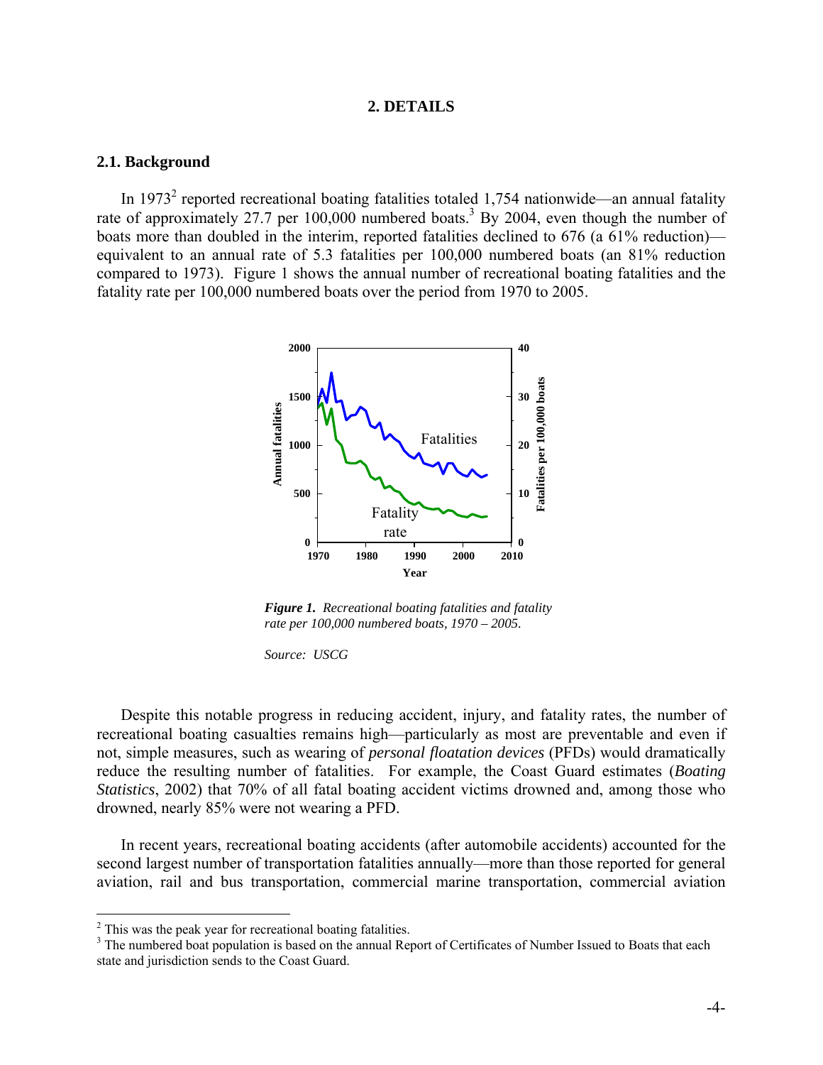## 2. DETAILS

### 2.1. Background

In 1973[2] reported recreational boating fatalities totaled 1,754 nationwide—an annual fatality rate of approximately 27.7 per 100,000 numbered boats.[3] By 2004, even though the number of boats more than doubled in the interim, reported fatalities declined to 676 (a 61% reduction)—equivalent to an annual rate of 5.3 fatalities per 100,000 numbered boats (an 81% reduction compared to 1973). Figure 1 shows the annual number of recreational boating fatalities and the fatality rate per 100,000 numbered boats over the period from 1970 to 2005.

***Figure 1.*** *Recreational boating fatalities and fatality rate per 100,000 numbered boats, 1970 – 2005.*

*Source: USCG*

Despite this notable progress in reducing accident, injury, and fatality rates, the number of recreational boating casualties remains high—particularly as most are preventable and even if not, simple measures, such as wearing of *personal floatation devices* (PFDs) would dramatically reduce the resulting number of fatalities. For example, the Coast Guard estimates (*Boating Statistics*, 2002) that 70% of all fatal boating accident victims drowned and, among those who drowned, nearly 85% were not wearing a PFD.

In recent years, recreational boating accidents (after automobile accidents) accounted for the second largest number of transportation fatalities annually—more than those reported for general aviation, rail and bus transportation, commercial marine transportation, commercial aviation

---

[2] This was the peak year for recreational boating fatalities.

[3] The numbered boat population is based on the annual Report of Certificates of Number Issued to Boats that each state and jurisdiction sends to the Coast Guard.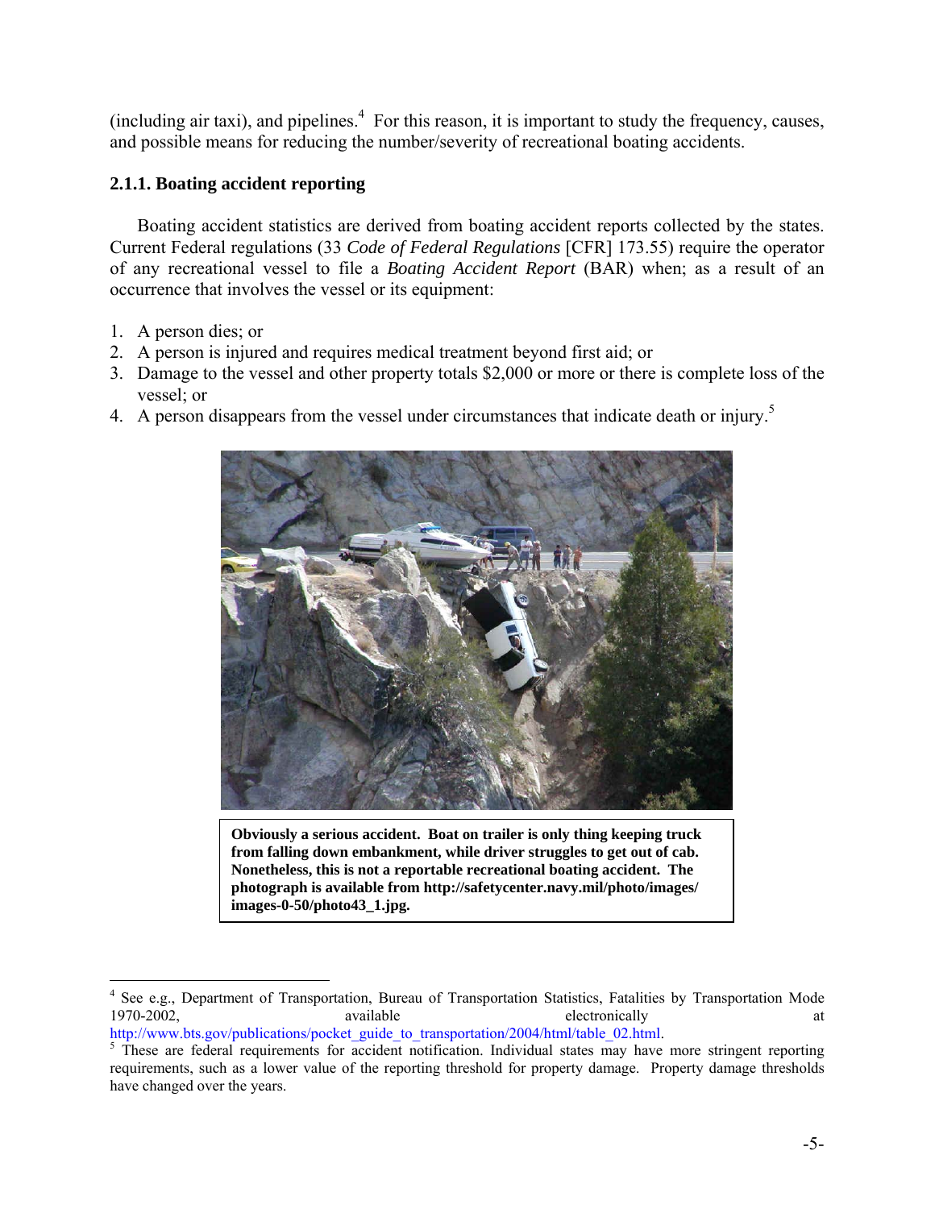(including air taxi), and pipelines.[4] For this reason, it is important to study the frequency, causes, and possible means for reducing the number/severity of recreational boating accidents.

### 2.1.1. Boating accident reporting

Boating accident statistics are derived from boating accident reports collected by the states. Current Federal regulations (33 *Code of Federal Regulations* [CFR] 173.55) require the operator of any recreational vessel to file a *Boating Accident Report* (BAR) when; as a result of an occurrence that involves the vessel or its equipment:

1. A person dies; or
2. A person is injured and requires medical treatment beyond first aid; or
3. Damage to the vessel and other property totals $2,000 or more or there is complete loss of the vessel; or
4. A person disappears from the vessel under circumstances that indicate death or injury.[5]

**Obviously a serious accident. Boat on trailer is only thing keeping truck from falling down embankment, while driver struggles to get out of cab. Nonetheless, this is not a reportable recreational boating accident. The photograph is available from http://safetycenter.navy.mil/photo/images/images-0-50/photo43_1.jpg.**

---

[4] See e.g., Department of Transportation, Bureau of Transportation Statistics, Fatalities by Transportation Mode 1970-2002, available electronically at http://www.bts.gov/publications/pocket_guide_to_transportation/2004/html/table_02.html.

[5] These are federal requirements for accident notification. Individual states may have more stringent reporting requirements, such as a lower value of the reporting threshold for property damage. Property damage thresholds have changed over the years.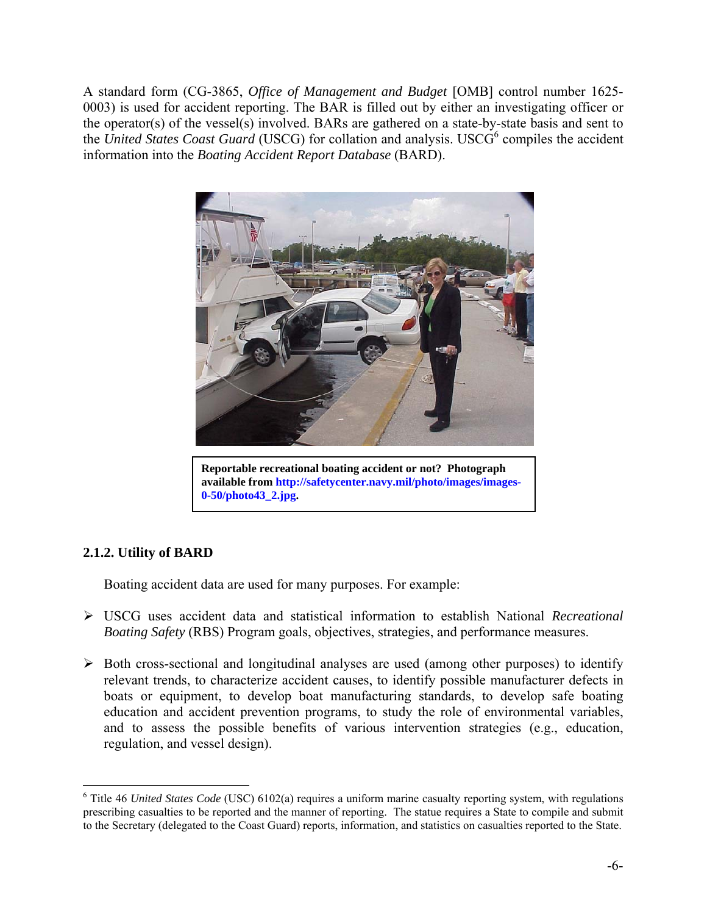A standard form (CG-3865, *Office of Management and Budget* [OMB] control number 1625-0003) is used for accident reporting. The BAR is filled out by either an investigating officer or the operator(s) of the vessel(s) involved. BARs are gathered on a state-by-state basis and sent to the *United States Coast Guard* (USCG) for collation and analysis. USCG[6] compiles the accident information into the *Boating Accident Report Database* (BARD).

**Reportable recreational boating accident or not? Photograph available from http://safetycenter.navy.mil/photo/images/images-0-50/photo43_2.jpg.**

### 2.1.2. Utility of BARD

Boating accident data are used for many purposes. For example:

- USCG uses accident data and statistical information to establish National *Recreational Boating Safety* (RBS) Program goals, objectives, strategies, and performance measures.

- Both cross-sectional and longitudinal analyses are used (among other purposes) to identify relevant trends, to characterize accident causes, to identify possible manufacturer defects in boats or equipment, to develop boat manufacturing standards, to develop safe boating education and accident prevention programs, to study the role of environmental variables, and to assess the possible benefits of various intervention strategies (e.g., education, regulation, and vessel design).

---

[6] Title 46 *United States Code* (USC) 6102(a) requires a uniform marine casualty reporting system, with regulations prescribing casualties to be reported and the manner of reporting. The statue requires a State to compile and submit to the Secretary (delegated to the Coast Guard) reports, information, and statistics on casualties reported to the State.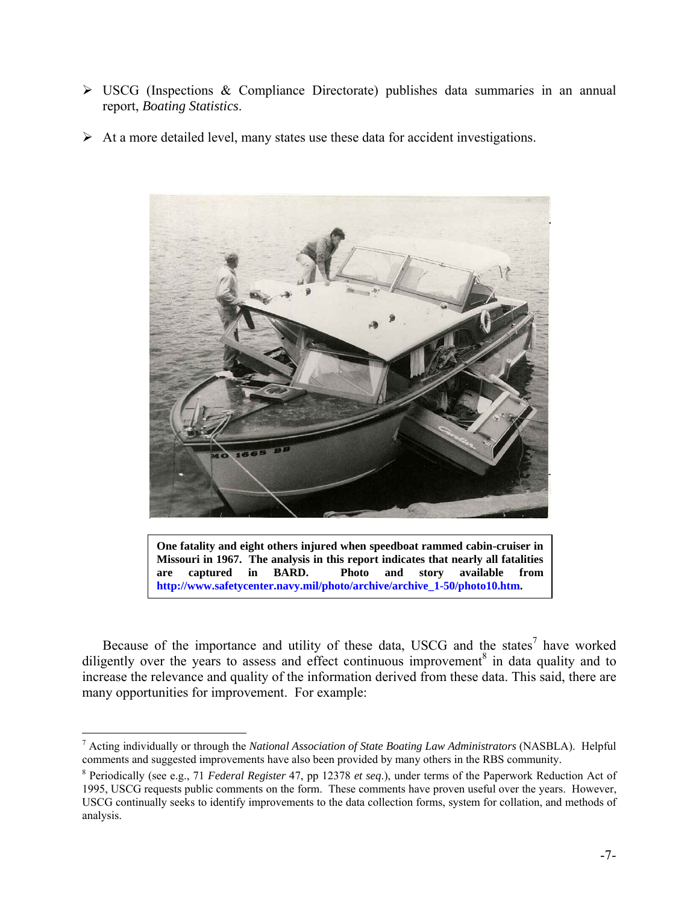- USCG (Inspections & Compliance Directorate) publishes data summaries in an annual report, *Boating Statistics*.
- At a more detailed level, many states use these data for accident investigations.

**One fatality and eight others injured when speedboat rammed cabin-cruiser in Missouri in 1967. The analysis in this report indicates that nearly all fatalities are captured in BARD. Photo and story available from http://www.safetycenter.navy.mil/photo/archive/archive_1-50/photo10.htm.**

Because of the importance and utility of these data, USCG and the states[7] have worked diligently over the years to assess and effect continuous improvement[8] in data quality and to increase the relevance and quality of the information derived from these data. This said, there are many opportunities for improvement. For example:

---

[7] Acting individually or through the *National Association of State Boating Law Administrators* (NASBLA). Helpful comments and suggested improvements have also been provided by many others in the RBS community.

[8] Periodically (see e.g., 71 *Federal Register* 47, pp 12378 *et seq*.), under terms of the Paperwork Reduction Act of 1995, USCG requests public comments on the form. These comments have proven useful over the years. However, USCG continually seeks to identify improvements to the data collection forms, system for collation, and methods of analysis.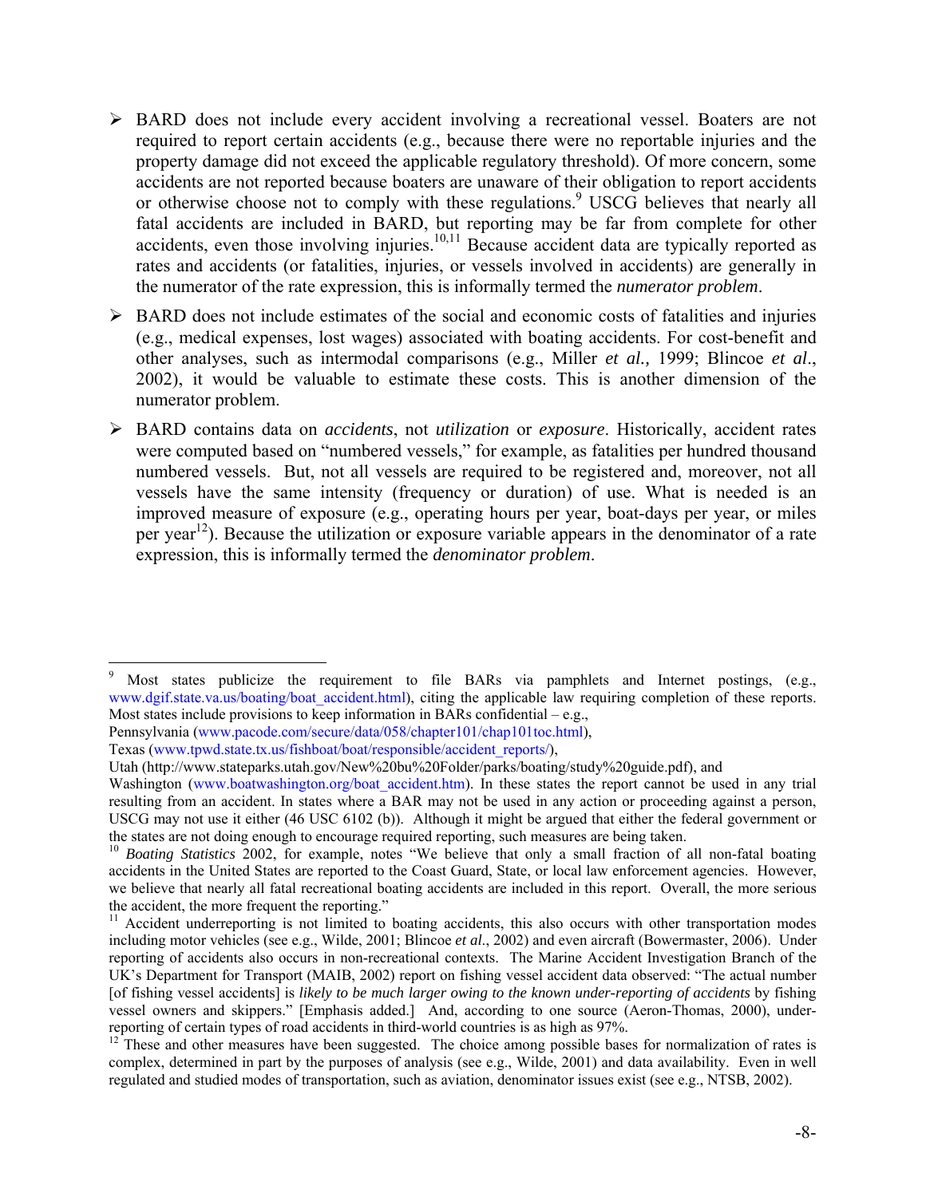- BARD does not include every accident involving a recreational vessel. Boaters are not required to report certain accidents (e.g., because there were no reportable injuries and the property damage did not exceed the applicable regulatory threshold). Of more concern, some accidents are not reported because boaters are unaware of their obligation to report accidents or otherwise choose not to comply with these regulations.[9] USCG believes that nearly all fatal accidents are included in BARD, but reporting may be far from complete for other accidents, even those involving injuries.[10,11] Because accident data are typically reported as rates and accidents (or fatalities, injuries, or vessels involved in accidents) are generally in the numerator of the rate expression, this is informally termed the *numerator problem*.

- BARD does not include estimates of the social and economic costs of fatalities and injuries (e.g., medical expenses, lost wages) associated with boating accidents. For cost-benefit and other analyses, such as intermodal comparisons (e.g., Miller *et al.,* 1999; Blincoe *et al*., 2002), it would be valuable to estimate these costs. This is another dimension of the numerator problem.

- BARD contains data on *accidents*, not *utilization* or *exposure*. Historically, accident rates were computed based on "numbered vessels," for example, as fatalities per hundred thousand numbered vessels. But, not all vessels are required to be registered and, moreover, not all vessels have the same intensity (frequency or duration) of use. What is needed is an improved measure of exposure (e.g., operating hours per year, boat-days per year, or miles per year[12]). Because the utilization or exposure variable appears in the denominator of a rate expression, this is informally termed the *denominator problem*.

---

[9] Most states publicize the requirement to file BARs via pamphlets and Internet postings, (e.g., www.dgif.state.va.us/boating/boat_accident.html), citing the applicable law requiring completion of these reports. Most states include provisions to keep information in BARs confidential – e.g.,
Pennsylvania (www.pacode.com/secure/data/058/chapter101/chap101toc.html),
Texas (www.tpwd.state.tx.us/fishboat/boat/responsible/accident_reports/),
Utah (http://www.stateparks.utah.gov/New%20bu%20Folder/parks/boating/study%20guide.pdf), and
Washington (www.boatwashington.org/boat_accident.htm). In these states the report cannot be used in any trial resulting from an accident. In states where a BAR may not be used in any action or proceeding against a person, USCG may not use it either (46 USC 6102 (b)). Although it might be argued that either the federal government or the states are not doing enough to encourage required reporting, such measures are being taken.

[10] *Boating Statistics* 2002, for example, notes "We believe that only a small fraction of all non-fatal boating accidents in the United States are reported to the Coast Guard, State, or local law enforcement agencies. However, we believe that nearly all fatal recreational boating accidents are included in this report. Overall, the more serious the accident, the more frequent the reporting."

[11] Accident underreporting is not limited to boating accidents, this also occurs with other transportation modes including motor vehicles (see e.g., Wilde, 2001; Blincoe *et al*., 2002) and even aircraft (Bowermaster, 2006). Under reporting of accidents also occurs in non-recreational contexts. The Marine Accident Investigation Branch of the UK's Department for Transport (MAIB, 2002) report on fishing vessel accident data observed: "The actual number [of fishing vessel accidents] is *likely to be much larger owing to the known under-reporting of accidents* by fishing vessel owners and skippers." [Emphasis added.] And, according to one source (Aeron-Thomas, 2000), under-reporting of certain types of road accidents in third-world countries is as high as 97%.

[12] These and other measures have been suggested. The choice among possible bases for normalization of rates is complex, determined in part by the purposes of analysis (see e.g., Wilde, 2001) and data availability. Even in well regulated and studied modes of transportation, such as aviation, denominator issues exist (see e.g., NTSB, 2002).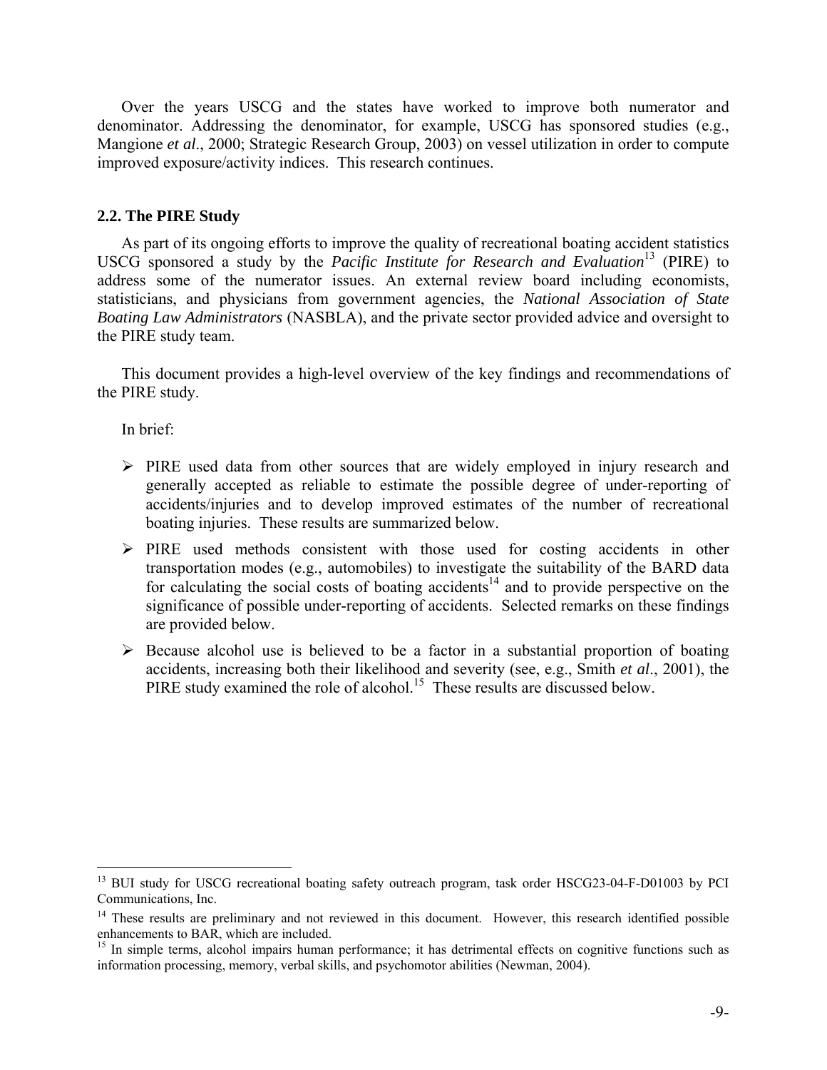Over the years USCG and the states have worked to improve both numerator and denominator. Addressing the denominator, for example, USCG has sponsored studies (e.g., Mangione *et al*., 2000; Strategic Research Group, 2003) on vessel utilization in order to compute improved exposure/activity indices. This research continues.

### 2.2. The PIRE Study

As part of its ongoing efforts to improve the quality of recreational boating accident statistics USCG sponsored a study by the *Pacific Institute for Research and Evaluation*[13] (PIRE) to address some of the numerator issues. An external review board including economists, statisticians, and physicians from government agencies, the *National Association of State Boating Law Administrators* (NASBLA), and the private sector provided advice and oversight to the PIRE study team.

This document provides a high-level overview of the key findings and recommendations of the PIRE study.

In brief:

- PIRE used data from other sources that are widely employed in injury research and generally accepted as reliable to estimate the possible degree of under-reporting of accidents/injuries and to develop improved estimates of the number of recreational boating injuries. These results are summarized below.
- PIRE used methods consistent with those used for costing accidents in other transportation modes (e.g., automobiles) to investigate the suitability of the BARD data for calculating the social costs of boating accidents[14] and to provide perspective on the significance of possible under-reporting of accidents. Selected remarks on these findings are provided below.
- Because alcohol use is believed to be a factor in a substantial proportion of boating accidents, increasing both their likelihood and severity (see, e.g., Smith *et al*., 2001), the PIRE study examined the role of alcohol.[15] These results are discussed below.

---

[13] BUI study for USCG recreational boating safety outreach program, task order HSCG23-04-F-D01003 by PCI Communications, Inc.

[14] These results are preliminary and not reviewed in this document. However, this research identified possible enhancements to BAR, which are included.

[15] In simple terms, alcohol impairs human performance; it has detrimental effects on cognitive functions such as information processing, memory, verbal skills, and psychomotor abilities (Newman, 2004).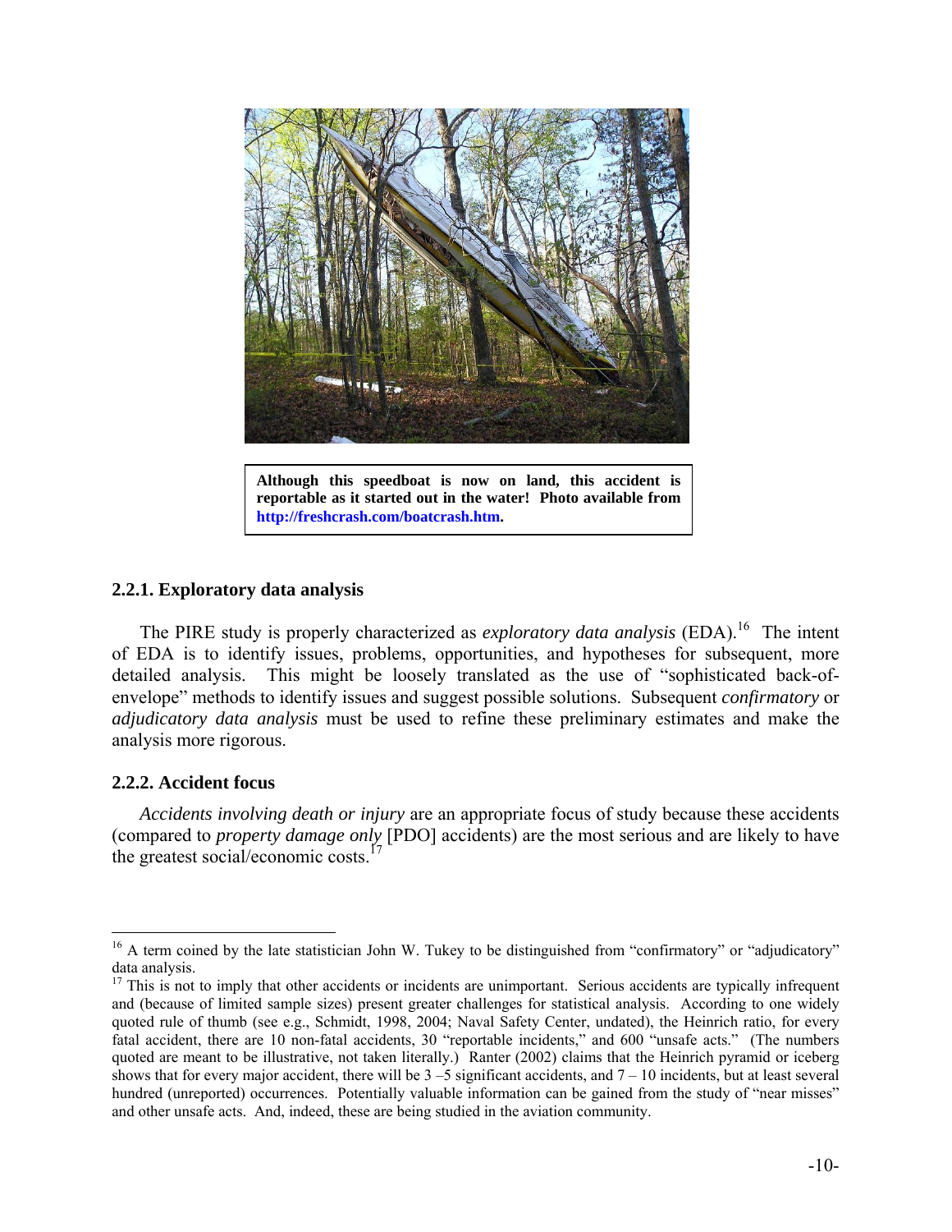**Although this speedboat is now on land, this accident is reportable as it started out in the water! Photo available from http://freshcrash.com/boatcrash.htm.**

### 2.2.1. Exploratory data analysis

The PIRE study is properly characterized as *exploratory data analysis* (EDA).[16] The intent of EDA is to identify issues, problems, opportunities, and hypotheses for subsequent, more detailed analysis. This might be loosely translated as the use of "sophisticated back-of-envelope" methods to identify issues and suggest possible solutions. Subsequent *confirmatory* or *adjudicatory data analysis* must be used to refine these preliminary estimates and make the analysis more rigorous.

### 2.2.2. Accident focus

*Accidents involving death or injury* are an appropriate focus of study because these accidents (compared to *property damage only* [PDO] accidents) are the most serious and are likely to have the greatest social/economic costs.[17]

[16] A term coined by the late statistician John W. Tukey to be distinguished from "confirmatory" or "adjudicatory" data analysis.

[17] This is not to imply that other accidents or incidents are unimportant. Serious accidents are typically infrequent and (because of limited sample sizes) present greater challenges for statistical analysis. According to one widely quoted rule of thumb (see e.g., Schmidt, 1998, 2004; Naval Safety Center, undated), the Heinrich ratio, for every fatal accident, there are 10 non-fatal accidents, 30 "reportable incidents," and 600 "unsafe acts." (The numbers quoted are meant to be illustrative, not taken literally.) Ranter (2002) claims that the Heinrich pyramid or iceberg shows that for every major accident, there will be 3 –5 significant accidents, and 7 – 10 incidents, but at least several hundred (unreported) occurrences. Potentially valuable information can be gained from the study of "near misses" and other unsafe acts. And, indeed, these are being studied in the aviation community.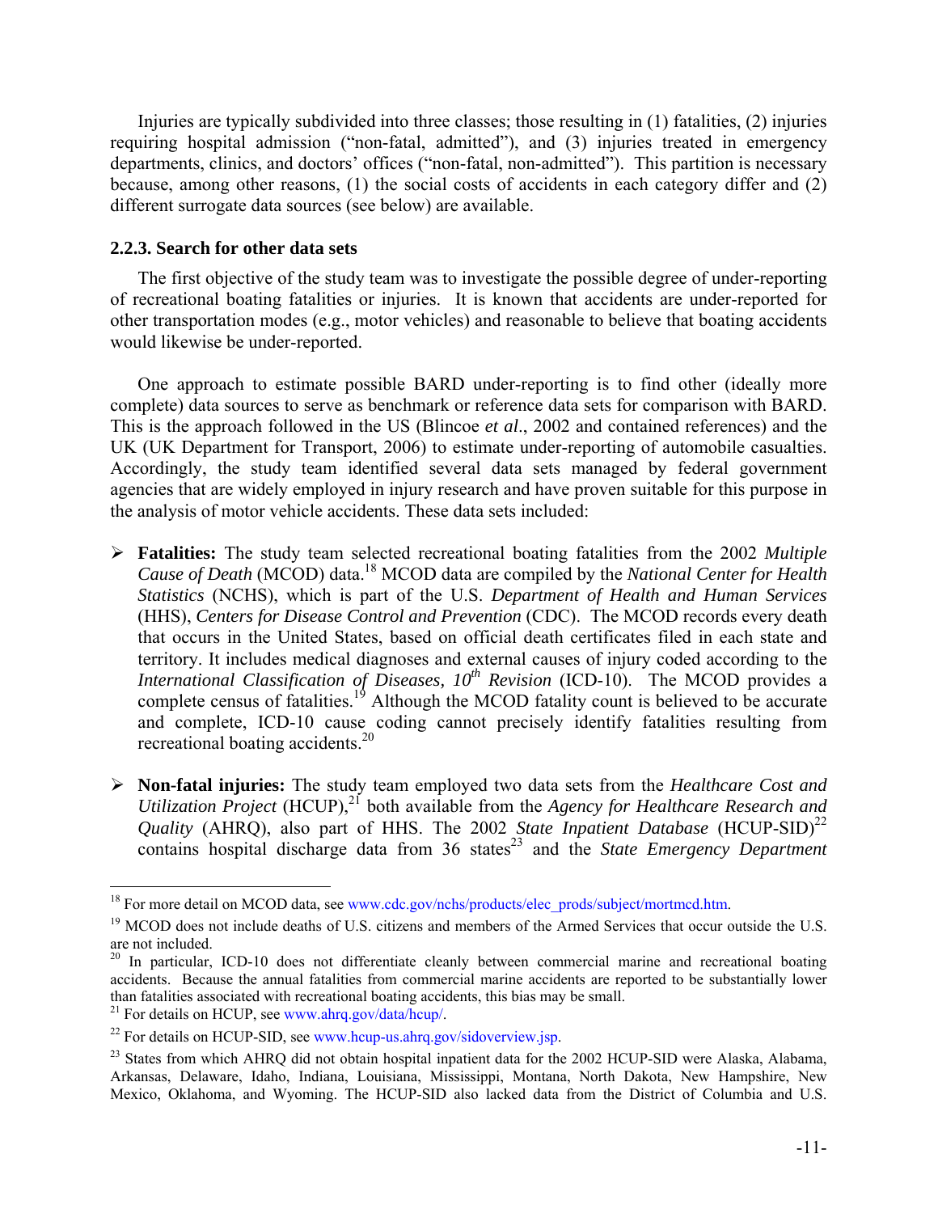Injuries are typically subdivided into three classes; those resulting in (1) fatalities, (2) injuries requiring hospital admission ("non-fatal, admitted"), and (3) injuries treated in emergency departments, clinics, and doctors' offices ("non-fatal, non-admitted"). This partition is necessary because, among other reasons, (1) the social costs of accidents in each category differ and (2) different surrogate data sources (see below) are available.

### 2.2.3. Search for other data sets

The first objective of the study team was to investigate the possible degree of under-reporting of recreational boating fatalities or injuries. It is known that accidents are under-reported for other transportation modes (e.g., motor vehicles) and reasonable to believe that boating accidents would likewise be under-reported.

One approach to estimate possible BARD under-reporting is to find other (ideally more complete) data sources to serve as benchmark or reference data sets for comparison with BARD. This is the approach followed in the US (Blincoe *et al*., 2002 and contained references) and the UK (UK Department for Transport, 2006) to estimate under-reporting of automobile casualties. Accordingly, the study team identified several data sets managed by federal government agencies that are widely employed in injury research and have proven suitable for this purpose in the analysis of motor vehicle accidents. These data sets included:

- **Fatalities:** The study team selected recreational boating fatalities from the 2002 *Multiple Cause of Death* (MCOD) data.[18] MCOD data are compiled by the *National Center for Health Statistics* (NCHS), which is part of the U.S. *Department of Health and Human Services* (HHS), *Centers for Disease Control and Prevention* (CDC). The MCOD records every death that occurs in the United States, based on official death certificates filed in each state and territory. It includes medical diagnoses and external causes of injury coded according to the *International Classification of Diseases, 10th Revision* (ICD-10). The MCOD provides a complete census of fatalities.[19] Although the MCOD fatality count is believed to be accurate and complete, ICD-10 cause coding cannot precisely identify fatalities resulting from recreational boating accidents.[20]

- **Non-fatal injuries:** The study team employed two data sets from the *Healthcare Cost and Utilization Project* (HCUP),[21] both available from the *Agency for Healthcare Research and Quality* (AHRQ), also part of HHS. The 2002 *State Inpatient Database* (HCUP-SID)[22] contains hospital discharge data from 36 states[23] and the *State Emergency Department*

[18] For more detail on MCOD data, see www.cdc.gov/nchs/products/elec_prods/subject/mortmcd.htm.

[19] MCOD does not include deaths of U.S. citizens and members of the Armed Services that occur outside the U.S. are not included.

[20] In particular, ICD-10 does not differentiate cleanly between commercial marine and recreational boating accidents. Because the annual fatalities from commercial marine accidents are reported to be substantially lower than fatalities associated with recreational boating accidents, this bias may be small.

[21] For details on HCUP, see www.ahrq.gov/data/hcup/.

[22] For details on HCUP-SID, see www.hcup-us.ahrq.gov/sidoverview.jsp.

[23] States from which AHRQ did not obtain hospital inpatient data for the 2002 HCUP-SID were Alaska, Alabama, Arkansas, Delaware, Idaho, Indiana, Louisiana, Mississippi, Montana, North Dakota, New Hampshire, New Mexico, Oklahoma, and Wyoming. The HCUP-SID also lacked data from the District of Columbia and U.S.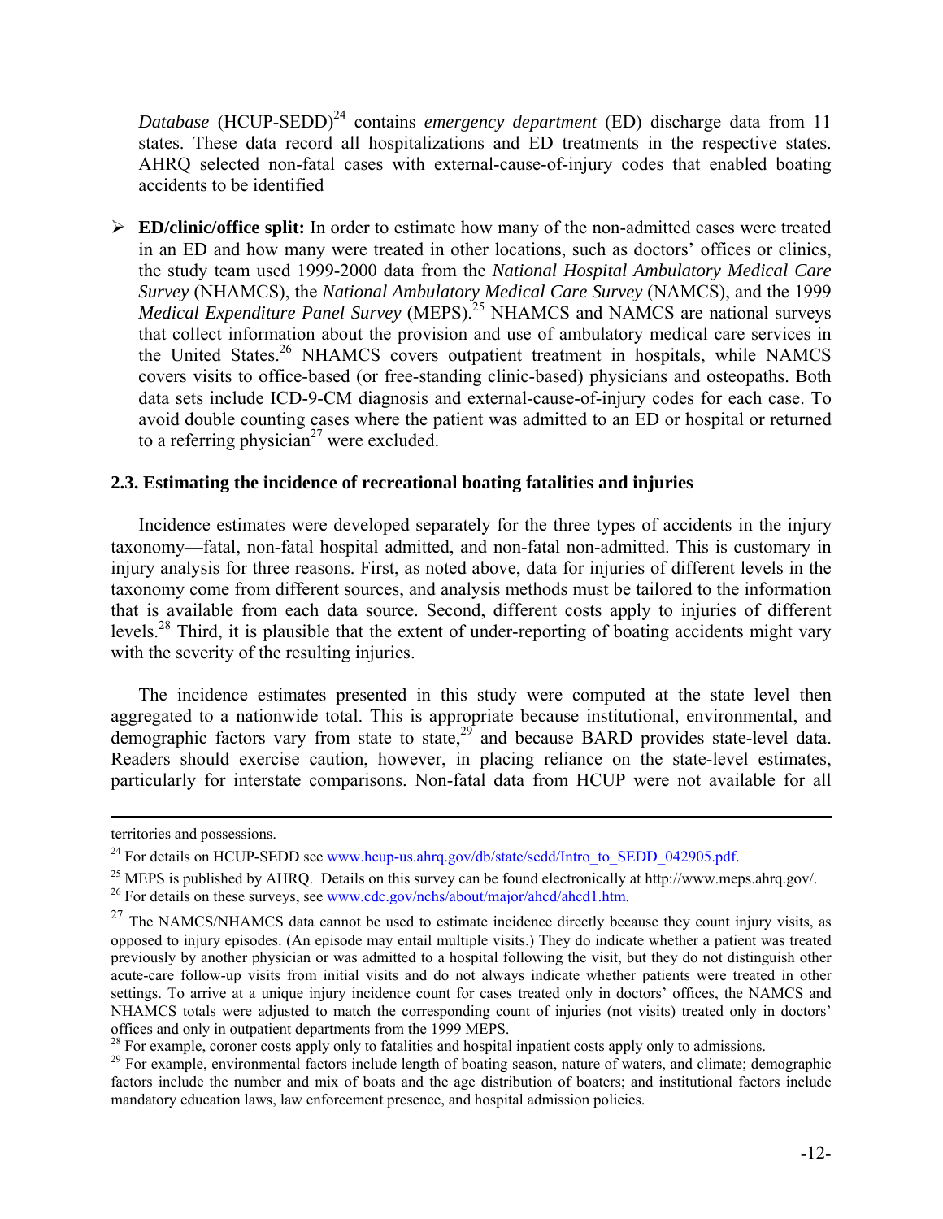*Database* (HCUP-SEDD)[24] contains *emergency department* (ED) discharge data from 11 states. These data record all hospitalizations and ED treatments in the respective states. AHRQ selected non-fatal cases with external-cause-of-injury codes that enabled boating accidents to be identified

- **ED/clinic/office split:** In order to estimate how many of the non-admitted cases were treated in an ED and how many were treated in other locations, such as doctors' offices or clinics, the study team used 1999-2000 data from the *National Hospital Ambulatory Medical Care Survey* (NHAMCS), the *National Ambulatory Medical Care Survey* (NAMCS), and the 1999 *Medical Expenditure Panel Survey* (MEPS).[25] NHAMCS and NAMCS are national surveys that collect information about the provision and use of ambulatory medical care services in the United States.[26] NHAMCS covers outpatient treatment in hospitals, while NAMCS covers visits to office-based (or free-standing clinic-based) physicians and osteopaths. Both data sets include ICD-9-CM diagnosis and external-cause-of-injury codes for each case. To avoid double counting cases where the patient was admitted to an ED or hospital or returned to a referring physician[27] were excluded.

### 2.3. Estimating the incidence of recreational boating fatalities and injuries

Incidence estimates were developed separately for the three types of accidents in the injury taxonomy—fatal, non-fatal hospital admitted, and non-fatal non-admitted. This is customary in injury analysis for three reasons. First, as noted above, data for injuries of different levels in the taxonomy come from different sources, and analysis methods must be tailored to the information that is available from each data source. Second, different costs apply to injuries of different levels.[28] Third, it is plausible that the extent of under-reporting of boating accidents might vary with the severity of the resulting injuries.

The incidence estimates presented in this study were computed at the state level then aggregated to a nationwide total. This is appropriate because institutional, environmental, and demographic factors vary from state to state,[29] and because BARD provides state-level data. Readers should exercise caution, however, in placing reliance on the state-level estimates, particularly for interstate comparisons. Non-fatal data from HCUP were not available for all

---

territories and possessions.

[24] For details on HCUP-SEDD see www.hcup-us.ahrq.gov/db/state/sedd/Intro_to_SEDD_042905.pdf.

[25] MEPS is published by AHRQ. Details on this survey can be found electronically at http://www.meps.ahrq.gov/.

[26] For details on these surveys, see www.cdc.gov/nchs/about/major/ahcd/ahcd1.htm.

[27] The NAMCS/NHAMCS data cannot be used to estimate incidence directly because they count injury visits, as opposed to injury episodes. (An episode may entail multiple visits.) They do indicate whether a patient was treated previously by another physician or was admitted to a hospital following the visit, but they do not distinguish other acute-care follow-up visits from initial visits and do not always indicate whether patients were treated in other settings. To arrive at a unique injury incidence count for cases treated only in doctors' offices, the NAMCS and NHAMCS totals were adjusted to match the corresponding count of injuries (not visits) treated only in doctors' offices and only in outpatient departments from the 1999 MEPS.

[28] For example, coroner costs apply only to fatalities and hospital inpatient costs apply only to admissions.

[29] For example, environmental factors include length of boating season, nature of waters, and climate; demographic factors include the number and mix of boats and the age distribution of boaters; and institutional factors include mandatory education laws, law enforcement presence, and hospital admission policies.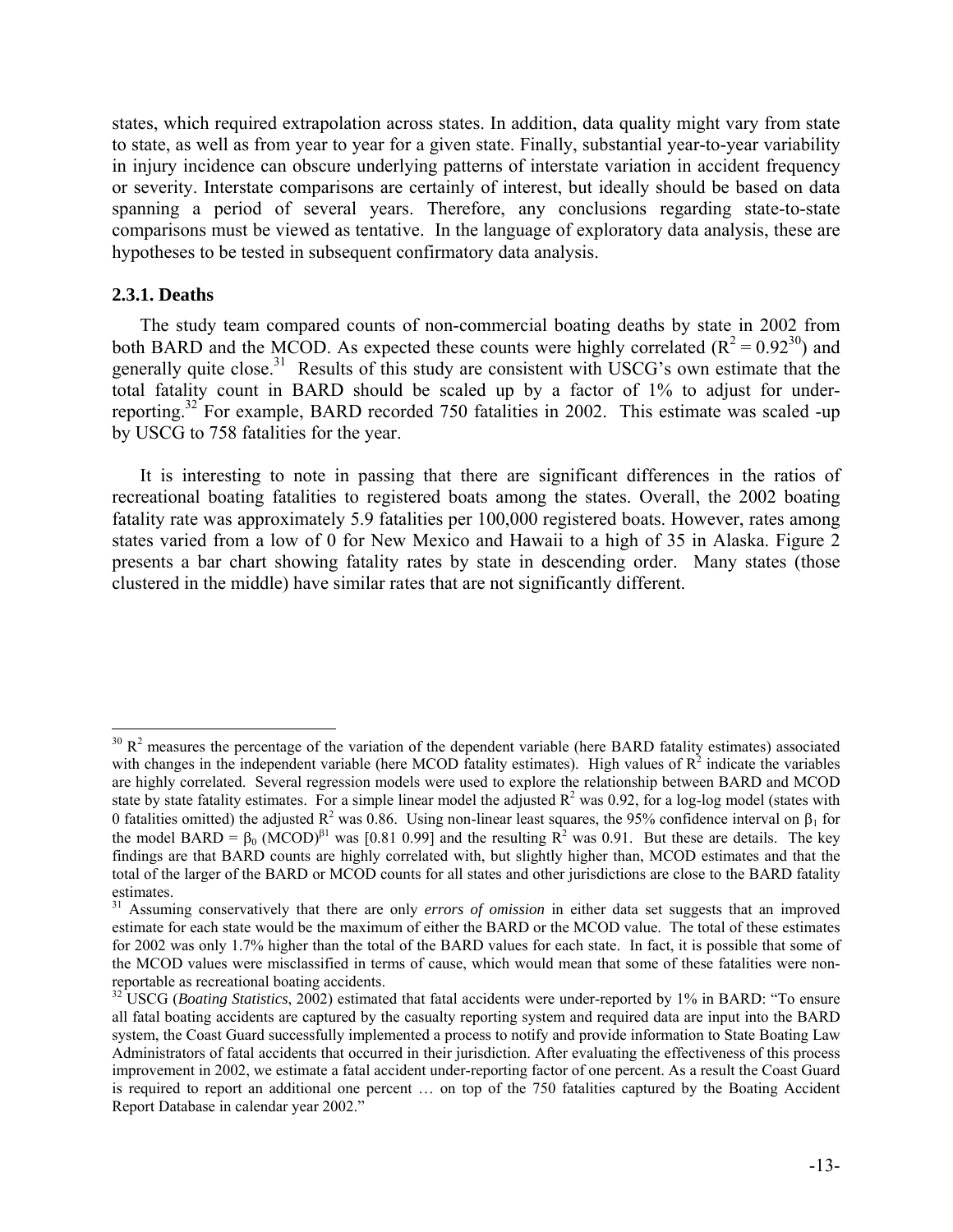states, which required extrapolation across states. In addition, data quality might vary from state to state, as well as from year to year for a given state. Finally, substantial year-to-year variability in injury incidence can obscure underlying patterns of interstate variation in accident frequency or severity. Interstate comparisons are certainly of interest, but ideally should be based on data spanning a period of several years. Therefore, any conclusions regarding state-to-state comparisons must be viewed as tentative. In the language of exploratory data analysis, these are hypotheses to be tested in subsequent confirmatory data analysis.

### 2.3.1. Deaths

The study team compared counts of non-commercial boating deaths by state in 2002 from both BARD and the MCOD. As expected these counts were highly correlated ($R^2 = 0.92$[30]) and generally quite close.[31] Results of this study are consistent with USCG's own estimate that the total fatality count in BARD should be scaled up by a factor of 1% to adjust for under-reporting.[32] For example, BARD recorded 750 fatalities in 2002. This estimate was scaled -up by USCG to 758 fatalities for the year.

It is interesting to note in passing that there are significant differences in the ratios of recreational boating fatalities to registered boats among the states. Overall, the 2002 boating fatality rate was approximately 5.9 fatalities per 100,000 registered boats. However, rates among states varied from a low of 0 for New Mexico and Hawaii to a high of 35 in Alaska. Figure 2 presents a bar chart showing fatality rates by state in descending order. Many states (those clustered in the middle) have similar rates that are not significantly different.

---

[30] $R^2$ measures the percentage of the variation of the dependent variable (here BARD fatality estimates) associated with changes in the independent variable (here MCOD fatality estimates). High values of $R^2$ indicate the variables are highly correlated. Several regression models were used to explore the relationship between BARD and MCOD state by state fatality estimates. For a simple linear model the adjusted $R^2$ was 0.92, for a log-log model (states with 0 fatalities omitted) the adjusted $R^2$ was 0.86. Using non-linear least squares, the 95% confidence interval on $\beta_1$ for the model BARD = $\beta_0$ (MCOD)$^{\beta 1}$ was [0.81 0.99] and the resulting $R^2$ was 0.91. But these are details. The key findings are that BARD counts are highly correlated with, but slightly higher than, MCOD estimates and that the total of the larger of the BARD or MCOD counts for all states and other jurisdictions are close to the BARD fatality estimates.

[31] Assuming conservatively that there are only *errors of omission* in either data set suggests that an improved estimate for each state would be the maximum of either the BARD or the MCOD value. The total of these estimates for 2002 was only 1.7% higher than the total of the BARD values for each state. In fact, it is possible that some of the MCOD values were misclassified in terms of cause, which would mean that some of these fatalities were non-reportable as recreational boating accidents.

[32] USCG (*Boating Statistics*, 2002) estimated that fatal accidents were under-reported by 1% in BARD: "To ensure all fatal boating accidents are captured by the casualty reporting system and required data are input into the BARD system, the Coast Guard successfully implemented a process to notify and provide information to State Boating Law Administrators of fatal accidents that occurred in their jurisdiction. After evaluating the effectiveness of this process improvement in 2002, we estimate a fatal accident under-reporting factor of one percent. As a result the Coast Guard is required to report an additional one percent … on top of the 750 fatalities captured by the Boating Accident Report Database in calendar year 2002."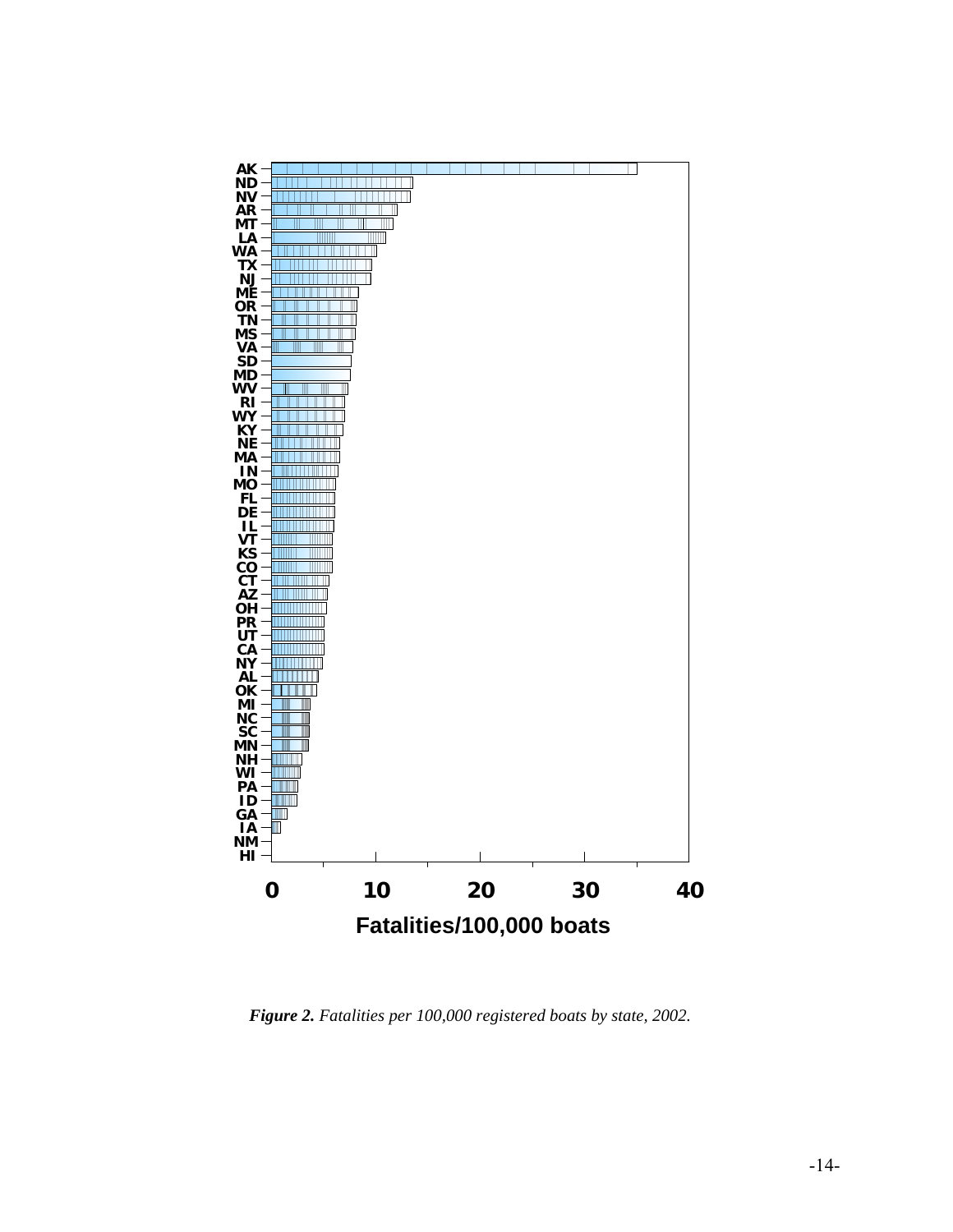*Figure 2. Fatalities per 100,000 registered boats by state, 2002.*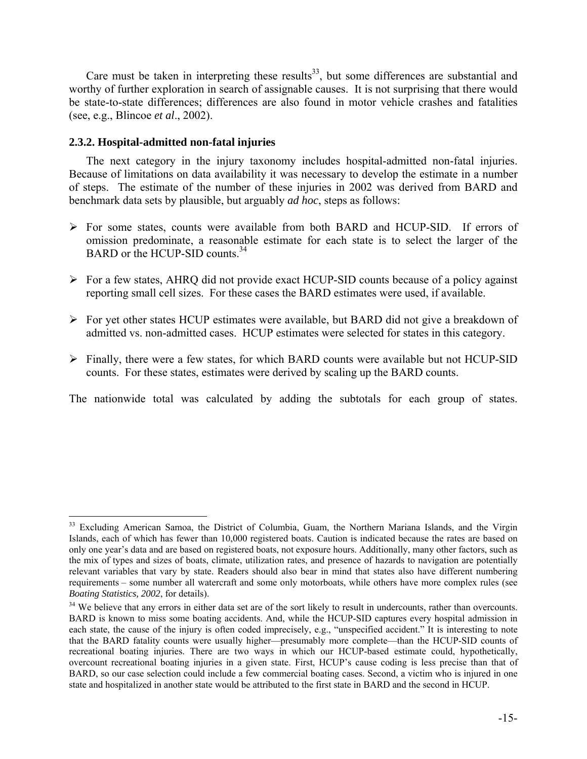Care must be taken in interpreting these results[33], but some differences are substantial and worthy of further exploration in search of assignable causes. It is not surprising that there would be state-to-state differences; differences are also found in motor vehicle crashes and fatalities (see, e.g., Blincoe *et al*., 2002).

### 2.3.2. Hospital-admitted non-fatal injuries

The next category in the injury taxonomy includes hospital-admitted non-fatal injuries. Because of limitations on data availability it was necessary to develop the estimate in a number of steps. The estimate of the number of these injuries in 2002 was derived from BARD and benchmark data sets by plausible, but arguably *ad hoc*, steps as follows:

- For some states, counts were available from both BARD and HCUP-SID. If errors of omission predominate, a reasonable estimate for each state is to select the larger of the BARD or the HCUP-SID counts.[34]
- For a few states, AHRQ did not provide exact HCUP-SID counts because of a policy against reporting small cell sizes. For these cases the BARD estimates were used, if available.
- For yet other states HCUP estimates were available, but BARD did not give a breakdown of admitted vs. non-admitted cases. HCUP estimates were selected for states in this category.
- Finally, there were a few states, for which BARD counts were available but not HCUP-SID counts. For these states, estimates were derived by scaling up the BARD counts.

The nationwide total was calculated by adding the subtotals for each group of states.

[33] Excluding American Samoa, the District of Columbia, Guam, the Northern Mariana Islands, and the Virgin Islands, each of which has fewer than 10,000 registered boats. Caution is indicated because the rates are based on only one year's data and are based on registered boats, not exposure hours. Additionally, many other factors, such as the mix of types and sizes of boats, climate, utilization rates, and presence of hazards to navigation are potentially relevant variables that vary by state. Readers should also bear in mind that states also have different numbering requirements – some number all watercraft and some only motorboats, while others have more complex rules (see *Boating Statistics, 2002*, for details).

[34] We believe that any errors in either data set are of the sort likely to result in undercounts, rather than overcounts. BARD is known to miss some boating accidents. And, while the HCUP-SID captures every hospital admission in each state, the cause of the injury is often coded imprecisely, e.g., "unspecified accident." It is interesting to note that the BARD fatality counts were usually higher—presumably more complete—than the HCUP-SID counts of recreational boating injuries. There are two ways in which our HCUP-based estimate could, hypothetically, overcount recreational boating injuries in a given state. First, HCUP's cause coding is less precise than that of BARD, so our case selection could include a few commercial boating cases. Second, a victim who is injured in one state and hospitalized in another state would be attributed to the first state in BARD and the second in HCUP.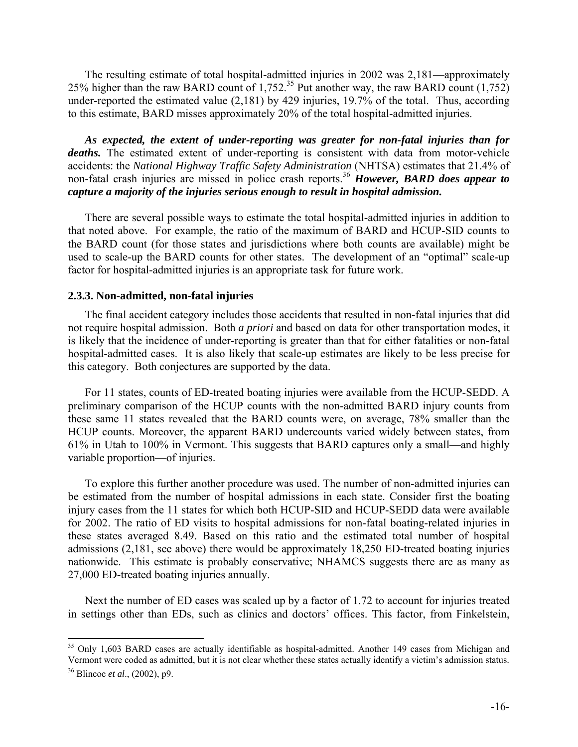The resulting estimate of total hospital-admitted injuries in 2002 was 2,181—approximately 25% higher than the raw BARD count of 1,752.[35] Put another way, the raw BARD count (1,752) under-reported the estimated value (2,181) by 429 injuries, 19.7% of the total. Thus, according to this estimate, BARD misses approximately 20% of the total hospital-admitted injuries.

***As expected, the extent of under-reporting was greater for non-fatal injuries than for deaths.*** The estimated extent of under-reporting is consistent with data from motor-vehicle accidents: the *National Highway Traffic Safety Administration* (NHTSA) estimates that 21.4% of non-fatal crash injuries are missed in police crash reports.[36] ***However, BARD does appear to capture a majority of the injuries serious enough to result in hospital admission.***

There are several possible ways to estimate the total hospital-admitted injuries in addition to that noted above. For example, the ratio of the maximum of BARD and HCUP-SID counts to the BARD count (for those states and jurisdictions where both counts are available) might be used to scale-up the BARD counts for other states. The development of an "optimal" scale-up factor for hospital-admitted injuries is an appropriate task for future work.

### 2.3.3. Non-admitted, non-fatal injuries

The final accident category includes those accidents that resulted in non-fatal injuries that did not require hospital admission. Both *a priori* and based on data for other transportation modes, it is likely that the incidence of under-reporting is greater than that for either fatalities or non-fatal hospital-admitted cases. It is also likely that scale-up estimates are likely to be less precise for this category. Both conjectures are supported by the data.

For 11 states, counts of ED-treated boating injuries were available from the HCUP-SEDD. A preliminary comparison of the HCUP counts with the non-admitted BARD injury counts from these same 11 states revealed that the BARD counts were, on average, 78% smaller than the HCUP counts. Moreover, the apparent BARD undercounts varied widely between states, from 61% in Utah to 100% in Vermont. This suggests that BARD captures only a small—and highly variable proportion—of injuries.

To explore this further another procedure was used. The number of non-admitted injuries can be estimated from the number of hospital admissions in each state. Consider first the boating injury cases from the 11 states for which both HCUP-SID and HCUP-SEDD data were available for 2002. The ratio of ED visits to hospital admissions for non-fatal boating-related injuries in these states averaged 8.49. Based on this ratio and the estimated total number of hospital admissions (2,181, see above) there would be approximately 18,250 ED-treated boating injuries nationwide. This estimate is probably conservative; NHAMCS suggests there are as many as 27,000 ED-treated boating injuries annually.

Next the number of ED cases was scaled up by a factor of 1.72 to account for injuries treated in settings other than EDs, such as clinics and doctors' offices. This factor, from Finkelstein,

---

[35] Only 1,603 BARD cases are actually identifiable as hospital-admitted. Another 149 cases from Michigan and Vermont were coded as admitted, but it is not clear whether these states actually identify a victim's admission status.

[36] Blincoe *et al*., (2002), p9.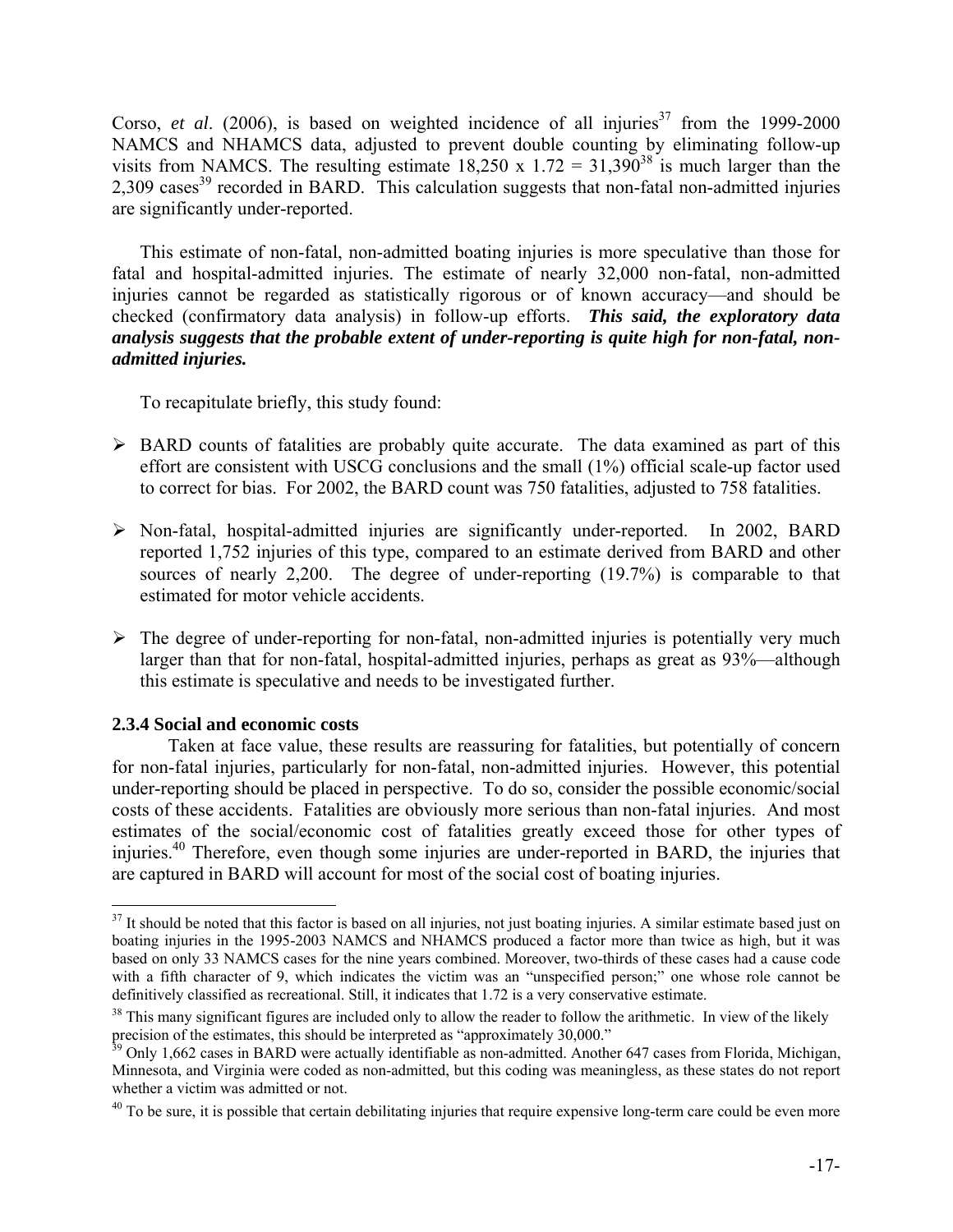Corso, *et al*. (2006), is based on weighted incidence of all injuries[37] from the 1999-2000 NAMCS and NHAMCS data, adjusted to prevent double counting by eliminating follow-up visits from NAMCS. The resulting estimate 18,250 x 1.72 = 31,390[38] is much larger than the 2,309 cases[39] recorded in BARD. This calculation suggests that non-fatal non-admitted injuries are significantly under-reported.

This estimate of non-fatal, non-admitted boating injuries is more speculative than those for fatal and hospital-admitted injuries. The estimate of nearly 32,000 non-fatal, non-admitted injuries cannot be regarded as statistically rigorous or of known accuracy—and should be checked (confirmatory data analysis) in follow-up efforts. ***This said, the exploratory data analysis suggests that the probable extent of under-reporting is quite high for non-fatal, non-admitted injuries.***

To recapitulate briefly, this study found:

- BARD counts of fatalities are probably quite accurate. The data examined as part of this effort are consistent with USCG conclusions and the small (1%) official scale-up factor used to correct for bias. For 2002, the BARD count was 750 fatalities, adjusted to 758 fatalities.
- Non-fatal, hospital-admitted injuries are significantly under-reported. In 2002, BARD reported 1,752 injuries of this type, compared to an estimate derived from BARD and other sources of nearly 2,200. The degree of under-reporting (19.7%) is comparable to that estimated for motor vehicle accidents.
- The degree of under-reporting for non-fatal, non-admitted injuries is potentially very much larger than that for non-fatal, hospital-admitted injuries, perhaps as great as 93%—although this estimate is speculative and needs to be investigated further.

### 2.3.4 Social and economic costs

Taken at face value, these results are reassuring for fatalities, but potentially of concern for non-fatal injuries, particularly for non-fatal, non-admitted injuries. However, this potential under-reporting should be placed in perspective. To do so, consider the possible economic/social costs of these accidents. Fatalities are obviously more serious than non-fatal injuries. And most estimates of the social/economic cost of fatalities greatly exceed those for other types of injuries.[40] Therefore, even though some injuries are under-reported in BARD, the injuries that are captured in BARD will account for most of the social cost of boating injuries.

---

[37] It should be noted that this factor is based on all injuries, not just boating injuries. A similar estimate based just on boating injuries in the 1995-2003 NAMCS and NHAMCS produced a factor more than twice as high, but it was based on only 33 NAMCS cases for the nine years combined. Moreover, two-thirds of these cases had a cause code with a fifth character of 9, which indicates the victim was an "unspecified person;" one whose role cannot be definitively classified as recreational. Still, it indicates that 1.72 is a very conservative estimate.

[38] This many significant figures are included only to allow the reader to follow the arithmetic. In view of the likely precision of the estimates, this should be interpreted as "approximately 30,000."

[39] Only 1,662 cases in BARD were actually identifiable as non-admitted. Another 647 cases from Florida, Michigan, Minnesota, and Virginia were coded as non-admitted, but this coding was meaningless, as these states do not report whether a victim was admitted or not.

[40] To be sure, it is possible that certain debilitating injuries that require expensive long-term care could be even more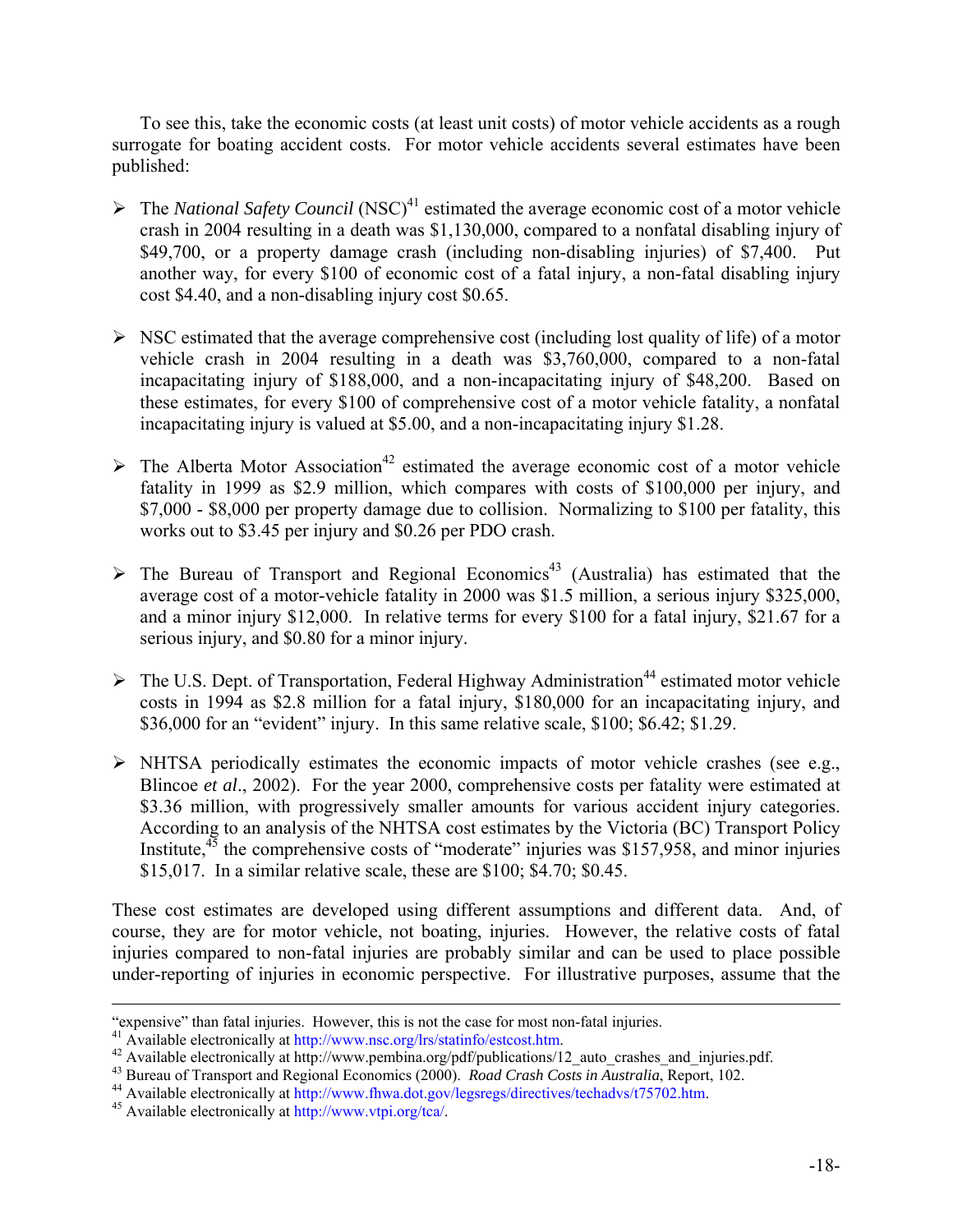To see this, take the economic costs (at least unit costs) of motor vehicle accidents as a rough surrogate for boating accident costs. For motor vehicle accidents several estimates have been published:

- The *National Safety Council* (NSC)[41] estimated the average economic cost of a motor vehicle crash in 2004 resulting in a death was $1,130,000, compared to a nonfatal disabling injury of $49,700, or a property damage crash (including non-disabling injuries) of $7,400. Put another way, for every $100 of economic cost of a fatal injury, a non-fatal disabling injury cost $4.40, and a non-disabling injury cost $0.65.

- NSC estimated that the average comprehensive cost (including lost quality of life) of a motor vehicle crash in 2004 resulting in a death was $3,760,000, compared to a non-fatal incapacitating injury of $188,000, and a non-incapacitating injury of $48,200. Based on these estimates, for every $100 of comprehensive cost of a motor vehicle fatality, a nonfatal incapacitating injury is valued at $5.00, and a non-incapacitating injury $1.28.

- The Alberta Motor Association[42] estimated the average economic cost of a motor vehicle fatality in 1999 as $2.9 million, which compares with costs of $100,000 per injury, and $7,000 - $8,000 per property damage due to collision. Normalizing to $100 per fatality, this works out to $3.45 per injury and $0.26 per PDO crash.

- The Bureau of Transport and Regional Economics[43] (Australia) has estimated that the average cost of a motor-vehicle fatality in 2000 was $1.5 million, a serious injury $325,000, and a minor injury $12,000. In relative terms for every $100 for a fatal injury, $21.67 for a serious injury, and $0.80 for a minor injury.

- The U.S. Dept. of Transportation, Federal Highway Administration[44] estimated motor vehicle costs in 1994 as $2.8 million for a fatal injury, $180,000 for an incapacitating injury, and $36,000 for an "evident" injury. In this same relative scale, $100; $6.42; $1.29.

- NHTSA periodically estimates the economic impacts of motor vehicle crashes (see e.g., Blincoe *et al*., 2002). For the year 2000, comprehensive costs per fatality were estimated at $3.36 million, with progressively smaller amounts for various accident injury categories. According to an analysis of the NHTSA cost estimates by the Victoria (BC) Transport Policy Institute,[45] the comprehensive costs of "moderate" injuries was $157,958, and minor injuries $15,017. In a similar relative scale, these are $100; $4.70; $0.45.

These cost estimates are developed using different assumptions and different data. And, of course, they are for motor vehicle, not boating, injuries. However, the relative costs of fatal injuries compared to non-fatal injuries are probably similar and can be used to place possible under-reporting of injuries in economic perspective. For illustrative purposes, assume that the

---

"expensive" than fatal injuries. However, this is not the case for most non-fatal injuries.

[41] Available electronically at http://www.nsc.org/lrs/statinfo/estcost.htm.

[42] Available electronically at http://www.pembina.org/pdf/publications/12_auto_crashes_and_injuries.pdf.

[43] Bureau of Transport and Regional Economics (2000). *Road Crash Costs in Australia*, Report, 102.

[44] Available electronically at http://www.fhwa.dot.gov/legsregs/directives/techadvs/t75702.htm.

[45] Available electronically at http://www.vtpi.org/tca/.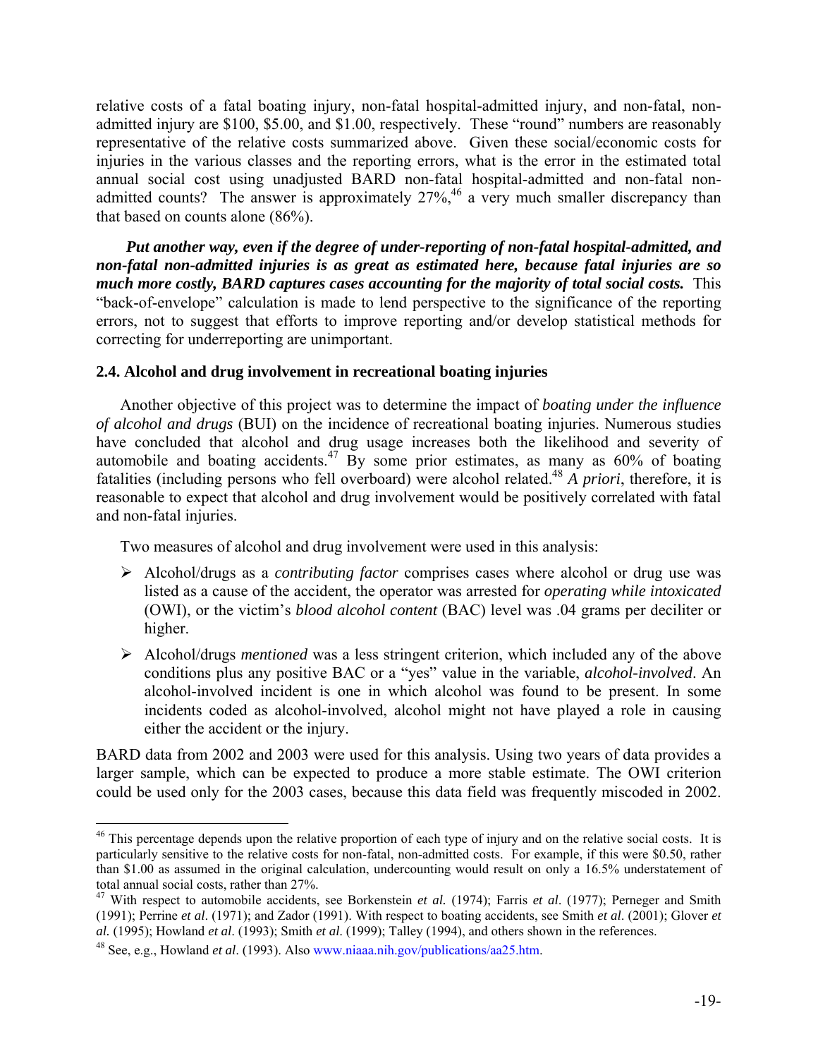relative costs of a fatal boating injury, non-fatal hospital-admitted injury, and non-fatal, non-admitted injury are \$100, \$5.00, and \$1.00, respectively. These "round" numbers are reasonably representative of the relative costs summarized above. Given these social/economic costs for injuries in the various classes and the reporting errors, what is the error in the estimated total annual social cost using unadjusted BARD non-fatal hospital-admitted and non-fatal non-admitted counts? The answer is approximately 27%,[46] a very much smaller discrepancy than that based on counts alone (86%).

***Put another way, even if the degree of under-reporting of non-fatal hospital-admitted, and non-fatal non-admitted injuries is as great as estimated here, because fatal injuries are so much more costly, BARD captures cases accounting for the majority of total social costs.*** This "back-of-envelope" calculation is made to lend perspective to the significance of the reporting errors, not to suggest that efforts to improve reporting and/or develop statistical methods for correcting for underreporting are unimportant.

### 2.4. Alcohol and drug involvement in recreational boating injuries

Another objective of this project was to determine the impact of *boating under the influence of alcohol and drugs* (BUI) on the incidence of recreational boating injuries. Numerous studies have concluded that alcohol and drug usage increases both the likelihood and severity of automobile and boating accidents.[47] By some prior estimates, as many as 60% of boating fatalities (including persons who fell overboard) were alcohol related.[48] *A priori*, therefore, it is reasonable to expect that alcohol and drug involvement would be positively correlated with fatal and non-fatal injuries.

Two measures of alcohol and drug involvement were used in this analysis:

- Alcohol/drugs as a *contributing factor* comprises cases where alcohol or drug use was listed as a cause of the accident, the operator was arrested for *operating while intoxicated* (OWI), or the victim's *blood alcohol content* (BAC) level was .04 grams per deciliter or higher.
- Alcohol/drugs *mentioned* was a less stringent criterion, which included any of the above conditions plus any positive BAC or a "yes" value in the variable, *alcohol-involved*. An alcohol-involved incident is one in which alcohol was found to be present. In some incidents coded as alcohol-involved, alcohol might not have played a role in causing either the accident or the injury.

BARD data from 2002 and 2003 were used for this analysis. Using two years of data provides a larger sample, which can be expected to produce a more stable estimate. The OWI criterion could be used only for the 2003 cases, because this data field was frequently miscoded in 2002.

---

[46] This percentage depends upon the relative proportion of each type of injury and on the relative social costs. It is particularly sensitive to the relative costs for non-fatal, non-admitted costs. For example, if this were \$0.50, rather than \$1.00 as assumed in the original calculation, undercounting would result on only a 16.5% understatement of total annual social costs, rather than 27%.

[47] With respect to automobile accidents, see Borkenstein *et al.* (1974); Farris *et al*. (1977); Perneger and Smith (1991); Perrine *et al*. (1971); and Zador (1991). With respect to boating accidents, see Smith *et al*. (2001); Glover *et al.* (1995); Howland *et al*. (1993); Smith *et al*. (1999); Talley (1994), and others shown in the references.

[48] See, e.g., Howland *et al*. (1993). Also www.niaaa.nih.gov/publications/aa25.htm.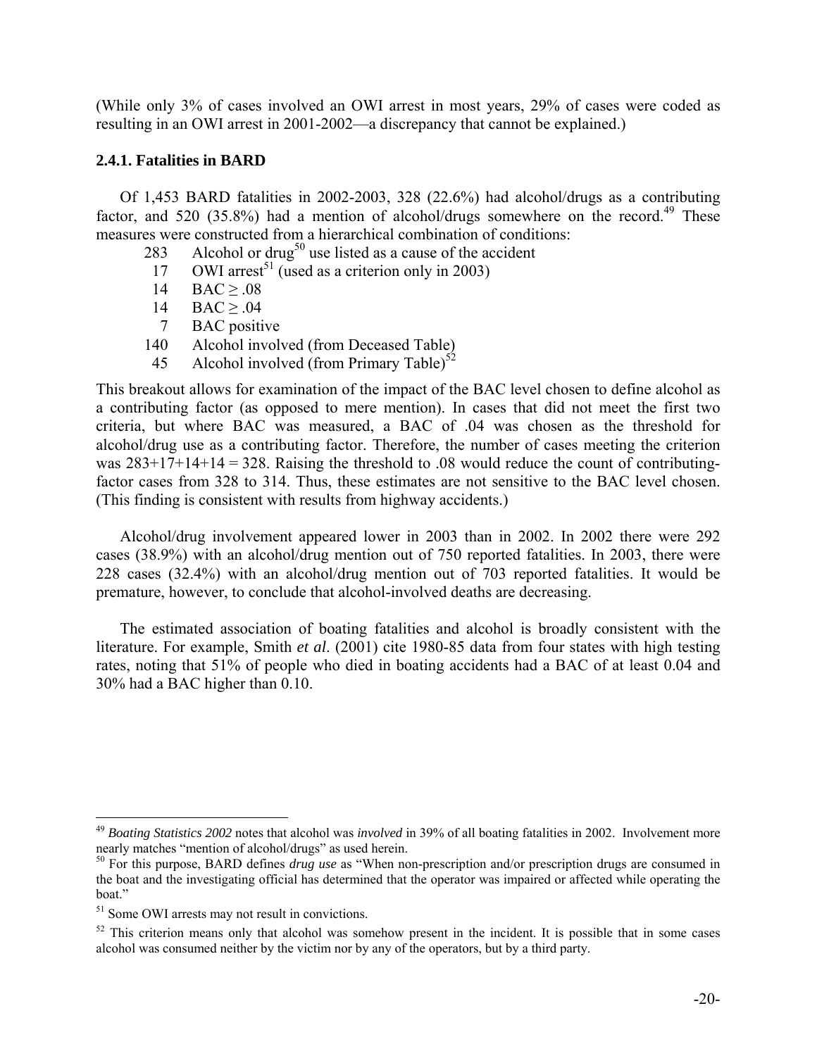(While only 3% of cases involved an OWI arrest in most years, 29% of cases were coded as resulting in an OWI arrest in 2001-2002—a discrepancy that cannot be explained.)

### 2.4.1. Fatalities in BARD

Of 1,453 BARD fatalities in 2002-2003, 328 (22.6%) had alcohol/drugs as a contributing factor, and 520 (35.8%) had a mention of alcohol/drugs somewhere on the record.[49] These measures were constructed from a hierarchical combination of conditions:

| | |
|---|---|
| 283 | Alcohol or drug[50] use listed as a cause of the accident |
| 17 | OWI arrest[51] (used as a criterion only in 2003) |
| 14 | BAC ≥ .08 |
| 14 | BAC ≥ .04 |
| 7 | BAC positive |
| 140 | Alcohol involved (from Deceased Table) |
| 45 | Alcohol involved (from Primary Table)[52] |

This breakout allows for examination of the impact of the BAC level chosen to define alcohol as a contributing factor (as opposed to mere mention). In cases that did not meet the first two criteria, but where BAC was measured, a BAC of .04 was chosen as the threshold for alcohol/drug use as a contributing factor. Therefore, the number of cases meeting the criterion was 283+17+14+14 = 328. Raising the threshold to .08 would reduce the count of contributing-factor cases from 328 to 314. Thus, these estimates are not sensitive to the BAC level chosen. (This finding is consistent with results from highway accidents.)

Alcohol/drug involvement appeared lower in 2003 than in 2002. In 2002 there were 292 cases (38.9%) with an alcohol/drug mention out of 750 reported fatalities. In 2003, there were 228 cases (32.4%) with an alcohol/drug mention out of 703 reported fatalities. It would be premature, however, to conclude that alcohol-involved deaths are decreasing.

The estimated association of boating fatalities and alcohol is broadly consistent with the literature. For example, Smith *et al*. (2001) cite 1980-85 data from four states with high testing rates, noting that 51% of people who died in boating accidents had a BAC of at least 0.04 and 30% had a BAC higher than 0.10.

---

[49] *Boating Statistics 2002* notes that alcohol was *involved* in 39% of all boating fatalities in 2002. Involvement more nearly matches "mention of alcohol/drugs" as used herein.

[50] For this purpose, BARD defines *drug use* as "When non-prescription and/or prescription drugs are consumed in the boat and the investigating official has determined that the operator was impaired or affected while operating the boat."

[51] Some OWI arrests may not result in convictions.

[52] This criterion means only that alcohol was somehow present in the incident. It is possible that in some cases alcohol was consumed neither by the victim nor by any of the operators, but by a third party.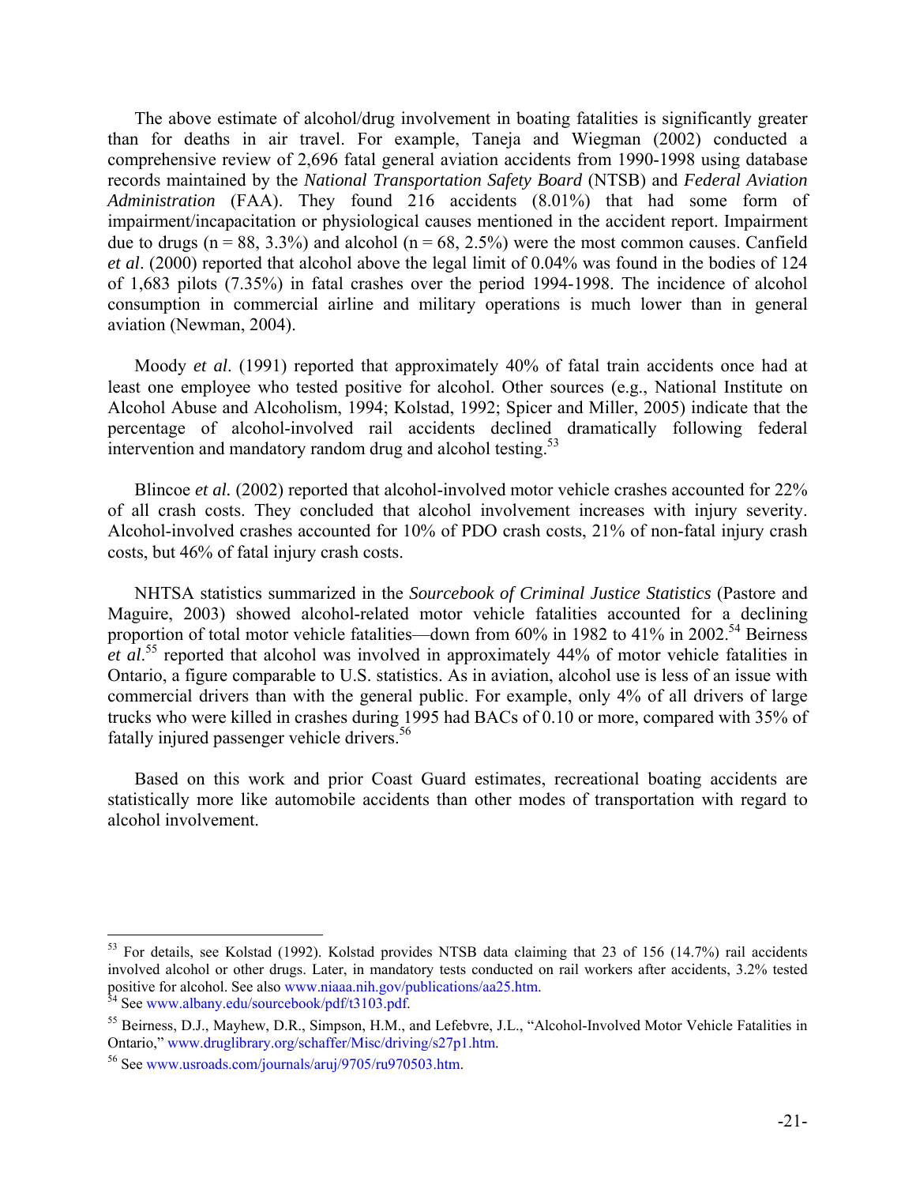The above estimate of alcohol/drug involvement in boating fatalities is significantly greater than for deaths in air travel. For example, Taneja and Wiegman (2002) conducted a comprehensive review of 2,696 fatal general aviation accidents from 1990-1998 using database records maintained by the *National Transportation Safety Board* (NTSB) and *Federal Aviation Administration* (FAA). They found 216 accidents (8.01%) that had some form of impairment/incapacitation or physiological causes mentioned in the accident report. Impairment due to drugs (n = 88, 3.3%) and alcohol (n = 68, 2.5%) were the most common causes. Canfield *et al*. (2000) reported that alcohol above the legal limit of 0.04% was found in the bodies of 124 of 1,683 pilots (7.35%) in fatal crashes over the period 1994-1998. The incidence of alcohol consumption in commercial airline and military operations is much lower than in general aviation (Newman, 2004).

Moody *et al*. (1991) reported that approximately 40% of fatal train accidents once had at least one employee who tested positive for alcohol. Other sources (e.g., National Institute on Alcohol Abuse and Alcoholism, 1994; Kolstad, 1992; Spicer and Miller, 2005) indicate that the percentage of alcohol-involved rail accidents declined dramatically following federal intervention and mandatory random drug and alcohol testing.[53]

Blincoe *et al.* (2002) reported that alcohol-involved motor vehicle crashes accounted for 22% of all crash costs. They concluded that alcohol involvement increases with injury severity. Alcohol-involved crashes accounted for 10% of PDO crash costs, 21% of non-fatal injury crash costs, but 46% of fatal injury crash costs.

NHTSA statistics summarized in the *Sourcebook of Criminal Justice Statistics* (Pastore and Maguire, 2003) showed alcohol-related motor vehicle fatalities accounted for a declining proportion of total motor vehicle fatalities—down from 60% in 1982 to 41% in 2002.[54] Beirness *et al*.[55] reported that alcohol was involved in approximately 44% of motor vehicle fatalities in Ontario, a figure comparable to U.S. statistics. As in aviation, alcohol use is less of an issue with commercial drivers than with the general public. For example, only 4% of all drivers of large trucks who were killed in crashes during 1995 had BACs of 0.10 or more, compared with 35% of fatally injured passenger vehicle drivers.[56]

Based on this work and prior Coast Guard estimates, recreational boating accidents are statistically more like automobile accidents than other modes of transportation with regard to alcohol involvement.

---

[53] For details, see Kolstad (1992). Kolstad provides NTSB data claiming that 23 of 156 (14.7%) rail accidents involved alcohol or other drugs. Later, in mandatory tests conducted on rail workers after accidents, 3.2% tested positive for alcohol. See also www.niaaa.nih.gov/publications/aa25.htm.

[54] See www.albany.edu/sourcebook/pdf/t3103.pdf.

[55] Beirness, D.J., Mayhew, D.R., Simpson, H.M., and Lefebvre, J.L., "Alcohol-Involved Motor Vehicle Fatalities in Ontario," www.druglibrary.org/schaffer/Misc/driving/s27p1.htm.

[56] See www.usroads.com/journals/aruj/9705/ru970503.htm.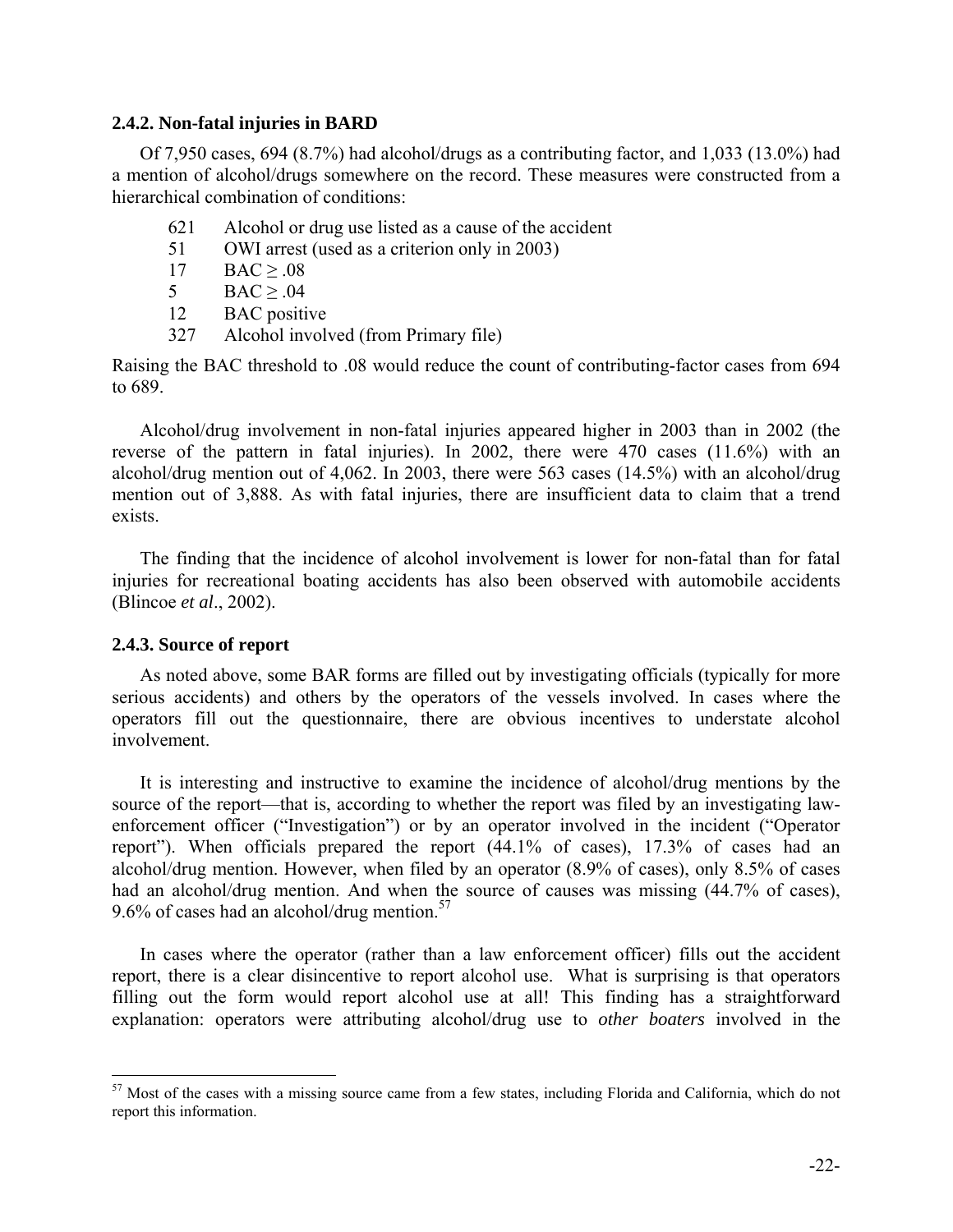### 2.4.2. Non-fatal injuries in BARD

Of 7,950 cases, 694 (8.7%) had alcohol/drugs as a contributing factor, and 1,033 (13.0%) had a mention of alcohol/drugs somewhere on the record. These measures were constructed from a hierarchical combination of conditions:

- 621 Alcohol or drug use listed as a cause of the accident
- 51 OWI arrest (used as a criterion only in 2003)
- 17 BAC ≥ .08
- 5 BAC ≥ .04
- 12 BAC positive
- 327 Alcohol involved (from Primary file)

Raising the BAC threshold to .08 would reduce the count of contributing-factor cases from 694 to 689.

Alcohol/drug involvement in non-fatal injuries appeared higher in 2003 than in 2002 (the reverse of the pattern in fatal injuries). In 2002, there were 470 cases (11.6%) with an alcohol/drug mention out of 4,062. In 2003, there were 563 cases (14.5%) with an alcohol/drug mention out of 3,888. As with fatal injuries, there are insufficient data to claim that a trend exists.

The finding that the incidence of alcohol involvement is lower for non-fatal than for fatal injuries for recreational boating accidents has also been observed with automobile accidents (Blincoe *et al*., 2002).

### 2.4.3. Source of report

As noted above, some BAR forms are filled out by investigating officials (typically for more serious accidents) and others by the operators of the vessels involved. In cases where the operators fill out the questionnaire, there are obvious incentives to understate alcohol involvement.

It is interesting and instructive to examine the incidence of alcohol/drug mentions by the source of the report—that is, according to whether the report was filed by an investigating law-enforcement officer ("Investigation") or by an operator involved in the incident ("Operator report"). When officials prepared the report (44.1% of cases), 17.3% of cases had an alcohol/drug mention. However, when filed by an operator (8.9% of cases), only 8.5% of cases had an alcohol/drug mention. And when the source of causes was missing (44.7% of cases), 9.6% of cases had an alcohol/drug mention.[57]

In cases where the operator (rather than a law enforcement officer) fills out the accident report, there is a clear disincentive to report alcohol use. What is surprising is that operators filling out the form would report alcohol use at all! This finding has a straightforward explanation: operators were attributing alcohol/drug use to *other boaters* involved in the

[57] Most of the cases with a missing source came from a few states, including Florida and California, which do not report this information.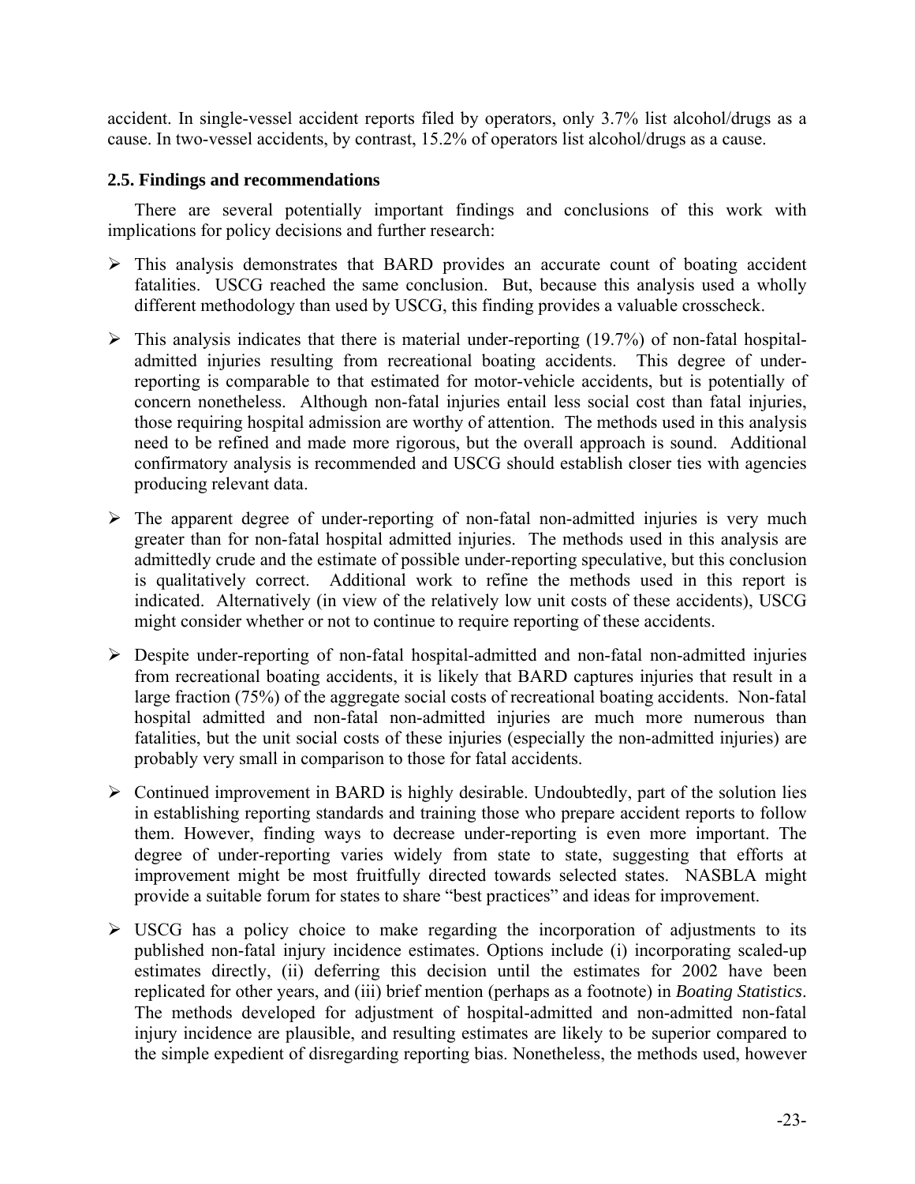accident. In single-vessel accident reports filed by operators, only 3.7% list alcohol/drugs as a cause. In two-vessel accidents, by contrast, 15.2% of operators list alcohol/drugs as a cause.

### 2.5. Findings and recommendations

There are several potentially important findings and conclusions of this work with implications for policy decisions and further research:

- This analysis demonstrates that BARD provides an accurate count of boating accident fatalities. USCG reached the same conclusion. But, because this analysis used a wholly different methodology than used by USCG, this finding provides a valuable crosscheck.
- This analysis indicates that there is material under-reporting (19.7%) of non-fatal hospital-admitted injuries resulting from recreational boating accidents. This degree of under-reporting is comparable to that estimated for motor-vehicle accidents, but is potentially of concern nonetheless. Although non-fatal injuries entail less social cost than fatal injuries, those requiring hospital admission are worthy of attention. The methods used in this analysis need to be refined and made more rigorous, but the overall approach is sound. Additional confirmatory analysis is recommended and USCG should establish closer ties with agencies producing relevant data.
- The apparent degree of under-reporting of non-fatal non-admitted injuries is very much greater than for non-fatal hospital admitted injuries. The methods used in this analysis are admittedly crude and the estimate of possible under-reporting speculative, but this conclusion is qualitatively correct. Additional work to refine the methods used in this report is indicated. Alternatively (in view of the relatively low unit costs of these accidents), USCG might consider whether or not to continue to require reporting of these accidents.
- Despite under-reporting of non-fatal hospital-admitted and non-fatal non-admitted injuries from recreational boating accidents, it is likely that BARD captures injuries that result in a large fraction (75%) of the aggregate social costs of recreational boating accidents. Non-fatal hospital admitted and non-fatal non-admitted injuries are much more numerous than fatalities, but the unit social costs of these injuries (especially the non-admitted injuries) are probably very small in comparison to those for fatal accidents.
- Continued improvement in BARD is highly desirable. Undoubtedly, part of the solution lies in establishing reporting standards and training those who prepare accident reports to follow them. However, finding ways to decrease under-reporting is even more important. The degree of under-reporting varies widely from state to state, suggesting that efforts at improvement might be most fruitfully directed towards selected states. NASBLA might provide a suitable forum for states to share "best practices" and ideas for improvement.
- USCG has a policy choice to make regarding the incorporation of adjustments to its published non-fatal injury incidence estimates. Options include (i) incorporating scaled-up estimates directly, (ii) deferring this decision until the estimates for 2002 have been replicated for other years, and (iii) brief mention (perhaps as a footnote) in *Boating Statistics*. The methods developed for adjustment of hospital-admitted and non-admitted non-fatal injury incidence are plausible, and resulting estimates are likely to be superior compared to the simple expedient of disregarding reporting bias. Nonetheless, the methods used, however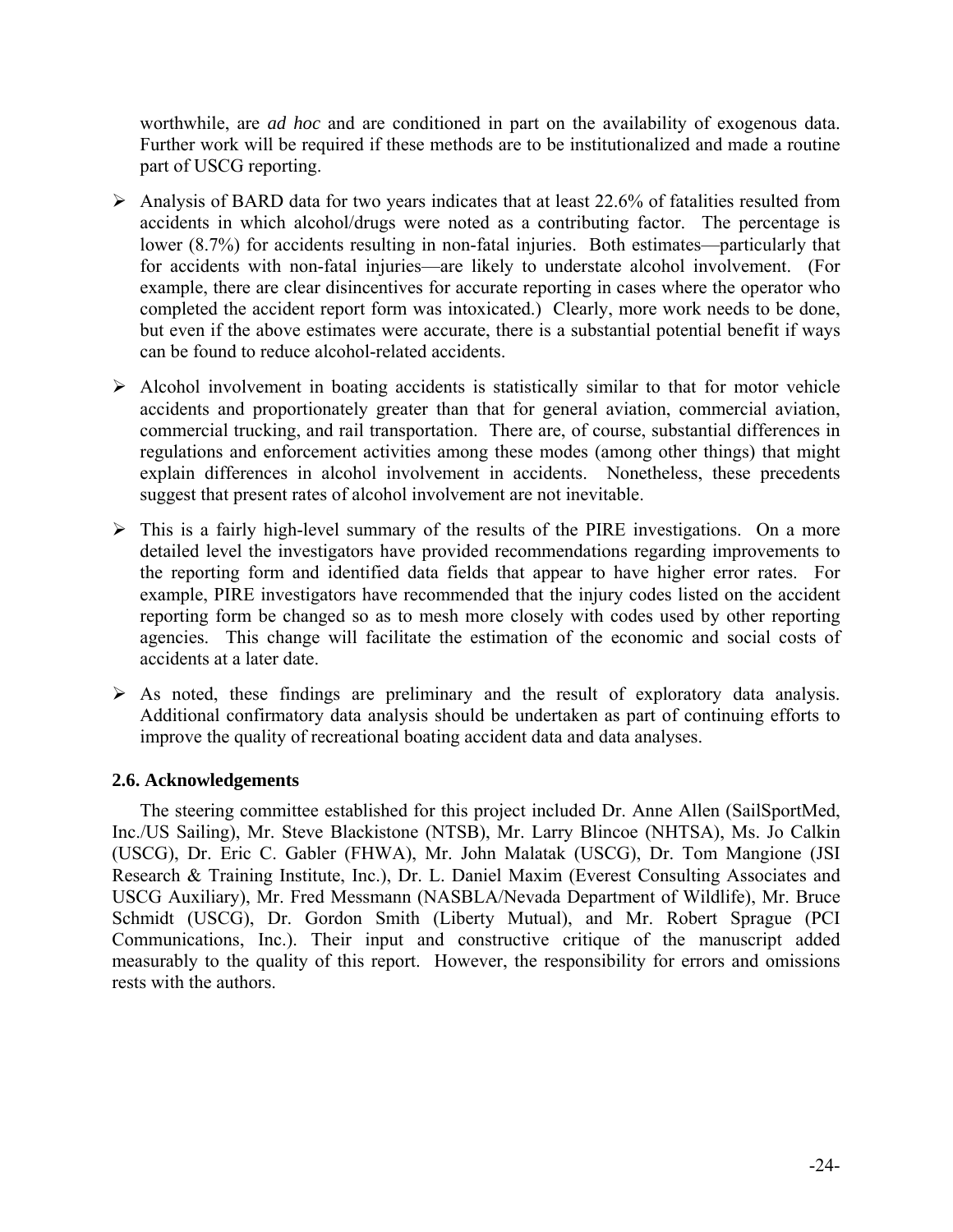worthwhile, are *ad hoc* and are conditioned in part on the availability of exogenous data. Further work will be required if these methods are to be institutionalized and made a routine part of USCG reporting.

- Analysis of BARD data for two years indicates that at least 22.6% of fatalities resulted from accidents in which alcohol/drugs were noted as a contributing factor. The percentage is lower (8.7%) for accidents resulting in non-fatal injuries. Both estimates—particularly that for accidents with non-fatal injuries—are likely to understate alcohol involvement. (For example, there are clear disincentives for accurate reporting in cases where the operator who completed the accident report form was intoxicated.) Clearly, more work needs to be done, but even if the above estimates were accurate, there is a substantial potential benefit if ways can be found to reduce alcohol-related accidents.

- Alcohol involvement in boating accidents is statistically similar to that for motor vehicle accidents and proportionately greater than that for general aviation, commercial aviation, commercial trucking, and rail transportation. There are, of course, substantial differences in regulations and enforcement activities among these modes (among other things) that might explain differences in alcohol involvement in accidents. Nonetheless, these precedents suggest that present rates of alcohol involvement are not inevitable.

- This is a fairly high-level summary of the results of the PIRE investigations. On a more detailed level the investigators have provided recommendations regarding improvements to the reporting form and identified data fields that appear to have higher error rates. For example, PIRE investigators have recommended that the injury codes listed on the accident reporting form be changed so as to mesh more closely with codes used by other reporting agencies. This change will facilitate the estimation of the economic and social costs of accidents at a later date.

- As noted, these findings are preliminary and the result of exploratory data analysis. Additional confirmatory data analysis should be undertaken as part of continuing efforts to improve the quality of recreational boating accident data and data analyses.

### 2.6. Acknowledgements

The steering committee established for this project included Dr. Anne Allen (SailSportMed, Inc./US Sailing), Mr. Steve Blackistone (NTSB), Mr. Larry Blincoe (NHTSA), Ms. Jo Calkin (USCG), Dr. Eric C. Gabler (FHWA), Mr. John Malatak (USCG), Dr. Tom Mangione (JSI Research & Training Institute, Inc.), Dr. L. Daniel Maxim (Everest Consulting Associates and USCG Auxiliary), Mr. Fred Messmann (NASBLA/Nevada Department of Wildlife), Mr. Bruce Schmidt (USCG), Dr. Gordon Smith (Liberty Mutual), and Mr. Robert Sprague (PCI Communications, Inc.). Their input and constructive critique of the manuscript added measurably to the quality of this report. However, the responsibility for errors and omissions rests with the authors.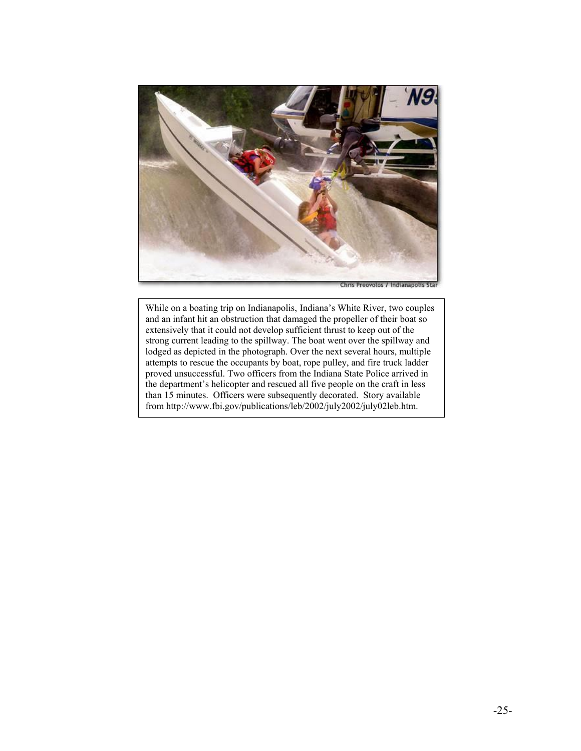Chris Preovolos / Indianapolis Star

While on a boating trip on Indianapolis, Indiana's White River, two couples and an infant hit an obstruction that damaged the propeller of their boat so extensively that it could not develop sufficient thrust to keep out of the strong current leading to the spillway. The boat went over the spillway and lodged as depicted in the photograph. Over the next several hours, multiple attempts to rescue the occupants by boat, rope pulley, and fire truck ladder proved unsuccessful. Two officers from the Indiana State Police arrived in the department's helicopter and rescued all five people on the craft in less than 15 minutes. Officers were subsequently decorated. Story available from http://www.fbi.gov/publications/leb/2002/july2002/july02leb.htm.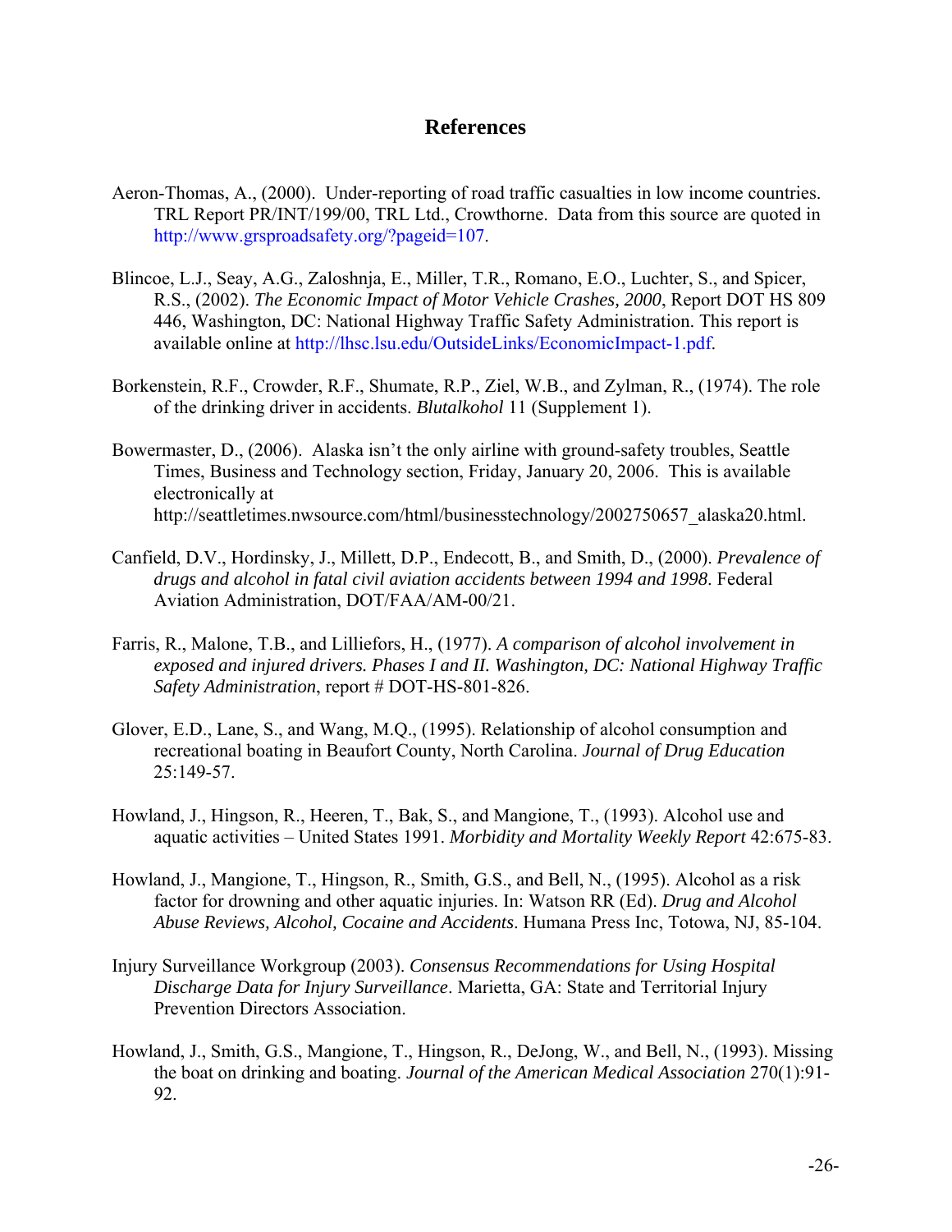## References

Aeron-Thomas, A., (2000). Under-reporting of road traffic casualties in low income countries. TRL Report PR/INT/199/00, TRL Ltd., Crowthorne. Data from this source are quoted in http://www.grsproadsafety.org/?pageid=107.

Blincoe, L.J., Seay, A.G., Zaloshnja, E., Miller, T.R., Romano, E.O., Luchter, S., and Spicer, R.S., (2002). *The Economic Impact of Motor Vehicle Crashes, 2000*, Report DOT HS 809 446, Washington, DC: National Highway Traffic Safety Administration. This report is available online at http://lhsc.lsu.edu/OutsideLinks/EconomicImpact-1.pdf.

Borkenstein, R.F., Crowder, R.F., Shumate, R.P., Ziel, W.B., and Zylman, R., (1974). The role of the drinking driver in accidents. *Blutalkohol* 11 (Supplement 1).

Bowermaster, D., (2006). Alaska isn't the only airline with ground-safety troubles, Seattle Times, Business and Technology section, Friday, January 20, 2006. This is available electronically at http://seattletimes.nwsource.com/html/businesstechnology/2002750657_alaska20.html.

Canfield, D.V., Hordinsky, J., Millett, D.P., Endecott, B., and Smith, D., (2000). *Prevalence of drugs and alcohol in fatal civil aviation accidents between 1994 and 1998*. Federal Aviation Administration, DOT/FAA/AM-00/21.

Farris, R., Malone, T.B., and Lilliefors, H., (1977). *A comparison of alcohol involvement in exposed and injured drivers. Phases I and II. Washington, DC: National Highway Traffic Safety Administration*, report # DOT-HS-801-826.

Glover, E.D., Lane, S., and Wang, M.Q., (1995). Relationship of alcohol consumption and recreational boating in Beaufort County, North Carolina. *Journal of Drug Education* 25:149-57.

Howland, J., Hingson, R., Heeren, T., Bak, S., and Mangione, T., (1993). Alcohol use and aquatic activities – United States 1991. *Morbidity and Mortality Weekly Report* 42:675-83.

Howland, J., Mangione, T., Hingson, R., Smith, G.S., and Bell, N., (1995). Alcohol as a risk factor for drowning and other aquatic injuries. In: Watson RR (Ed). *Drug and Alcohol Abuse Reviews, Alcohol, Cocaine and Accidents*. Humana Press Inc, Totowa, NJ, 85-104.

Injury Surveillance Workgroup (2003). *Consensus Recommendations for Using Hospital Discharge Data for Injury Surveillance*. Marietta, GA: State and Territorial Injury Prevention Directors Association.

Howland, J., Smith, G.S., Mangione, T., Hingson, R., DeJong, W., and Bell, N., (1993). Missing the boat on drinking and boating. *Journal of the American Medical Association* 270(1):91-92.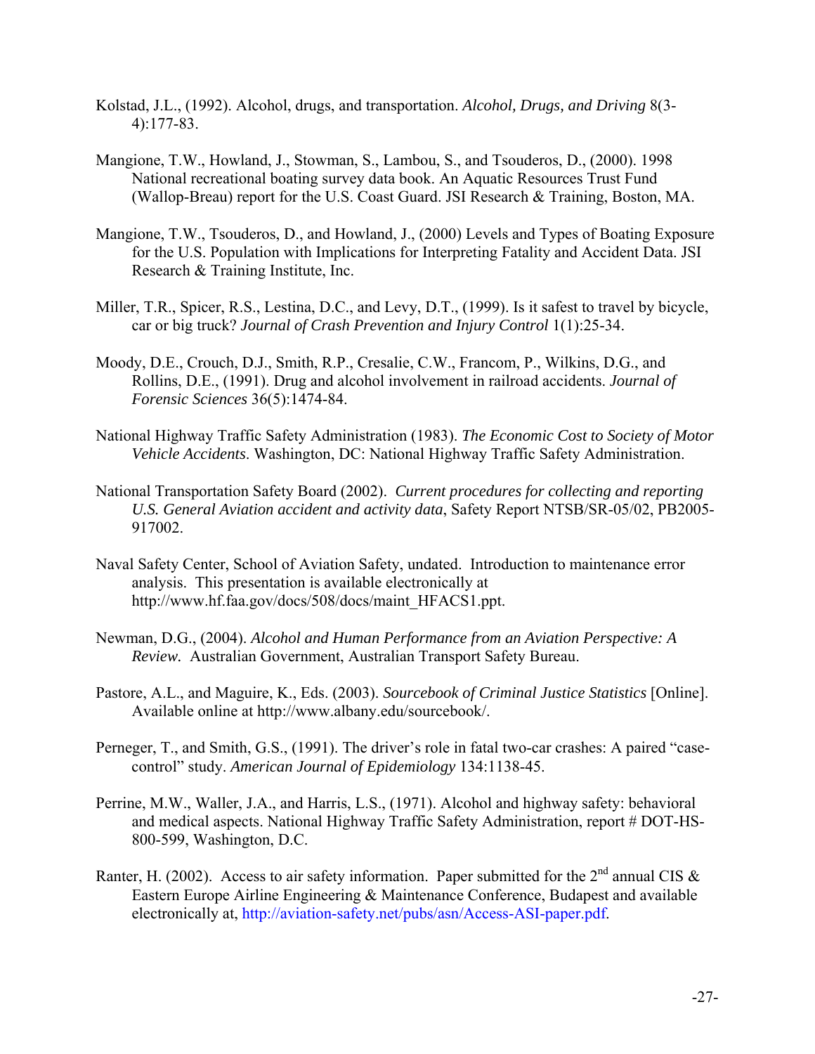Kolstad, J.L., (1992). Alcohol, drugs, and transportation. *Alcohol, Drugs, and Driving* 8(3-4):177-83.

Mangione, T.W., Howland, J., Stowman, S., Lambou, S., and Tsouderos, D., (2000). 1998 National recreational boating survey data book. An Aquatic Resources Trust Fund (Wallop-Breau) report for the U.S. Coast Guard. JSI Research & Training, Boston, MA.

Mangione, T.W., Tsouderos, D., and Howland, J., (2000) Levels and Types of Boating Exposure for the U.S. Population with Implications for Interpreting Fatality and Accident Data. JSI Research & Training Institute, Inc.

Miller, T.R., Spicer, R.S., Lestina, D.C., and Levy, D.T., (1999). Is it safest to travel by bicycle, car or big truck? *Journal of Crash Prevention and Injury Control* 1(1):25-34.

Moody, D.E., Crouch, D.J., Smith, R.P., Cresalie, C.W., Francom, P., Wilkins, D.G., and Rollins, D.E., (1991). Drug and alcohol involvement in railroad accidents. *Journal of Forensic Sciences* 36(5):1474-84.

National Highway Traffic Safety Administration (1983). *The Economic Cost to Society of Motor Vehicle Accidents*. Washington, DC: National Highway Traffic Safety Administration.

National Transportation Safety Board (2002). *Current procedures for collecting and reporting U.S. General Aviation accident and activity data*, Safety Report NTSB/SR-05/02, PB2005-917002.

Naval Safety Center, School of Aviation Safety, undated. Introduction to maintenance error analysis. This presentation is available electronically at http://www.hf.faa.gov/docs/508/docs/maint_HFACS1.ppt.

Newman, D.G., (2004). *Alcohol and Human Performance from an Aviation Perspective: A Review.* Australian Government, Australian Transport Safety Bureau.

Pastore, A.L., and Maguire, K., Eds. (2003). *Sourcebook of Criminal Justice Statistics* [Online]. Available online at http://www.albany.edu/sourcebook/.

Perneger, T., and Smith, G.S., (1991). The driver's role in fatal two-car crashes: A paired "case-control" study. *American Journal of Epidemiology* 134:1138-45.

Perrine, M.W., Waller, J.A., and Harris, L.S., (1971). Alcohol and highway safety: behavioral and medical aspects. National Highway Traffic Safety Administration, report # DOT-HS-800-599, Washington, D.C.

Ranter, H. (2002). Access to air safety information. Paper submitted for the 2nd annual CIS & Eastern Europe Airline Engineering & Maintenance Conference, Budapest and available electronically at, http://aviation-safety.net/pubs/asn/Access-ASI-paper.pdf.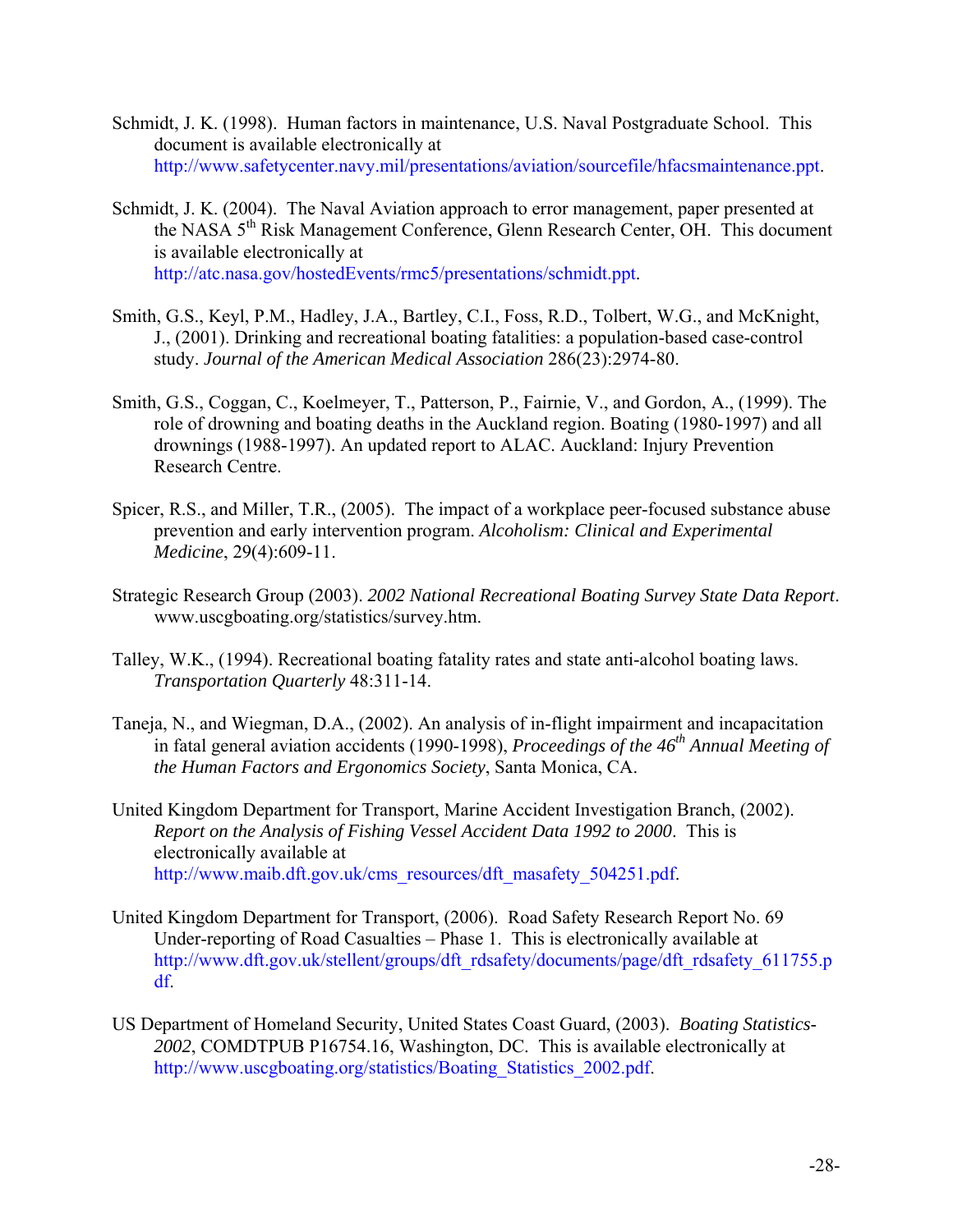Schmidt, J. K. (1998). Human factors in maintenance, U.S. Naval Postgraduate School. This document is available electronically at http://www.safetycenter.navy.mil/presentations/aviation/sourcefile/hfacsmaintenance.ppt.

Schmidt, J. K. (2004). The Naval Aviation approach to error management, paper presented at the NASA 5th Risk Management Conference, Glenn Research Center, OH. This document is available electronically at http://atc.nasa.gov/hostedEvents/rmc5/presentations/schmidt.ppt.

Smith, G.S., Keyl, P.M., Hadley, J.A., Bartley, C.I., Foss, R.D., Tolbert, W.G., and McKnight, J., (2001). Drinking and recreational boating fatalities: a population-based case-control study. *Journal of the American Medical Association* 286(23):2974-80.

Smith, G.S., Coggan, C., Koelmeyer, T., Patterson, P., Fairnie, V., and Gordon, A., (1999). The role of drowning and boating deaths in the Auckland region. Boating (1980-1997) and all drownings (1988-1997). An updated report to ALAC. Auckland: Injury Prevention Research Centre.

Spicer, R.S., and Miller, T.R., (2005). The impact of a workplace peer-focused substance abuse prevention and early intervention program. *Alcoholism: Clinical and Experimental Medicine*, 29(4):609-11.

Strategic Research Group (2003). *2002 National Recreational Boating Survey State Data Report*. www.uscgboating.org/statistics/survey.htm.

Talley, W.K., (1994). Recreational boating fatality rates and state anti-alcohol boating laws. *Transportation Quarterly* 48:311-14.

Taneja, N., and Wiegman, D.A., (2002). An analysis of in-flight impairment and incapacitation in fatal general aviation accidents (1990-1998), *Proceedings of the 46th Annual Meeting of the Human Factors and Ergonomics Society*, Santa Monica, CA.

United Kingdom Department for Transport, Marine Accident Investigation Branch, (2002). *Report on the Analysis of Fishing Vessel Accident Data 1992 to 2000*. This is electronically available at http://www.maib.dft.gov.uk/cms_resources/dft_masafety_504251.pdf.

United Kingdom Department for Transport, (2006). Road Safety Research Report No. 69 Under-reporting of Road Casualties – Phase 1. This is electronically available at http://www.dft.gov.uk/stellent/groups/dft_rdsafety/documents/page/dft_rdsafety_611755.pdf.

US Department of Homeland Security, United States Coast Guard, (2003). *Boating Statistics-2002*, COMDTPUB P16754.16, Washington, DC. This is available electronically at http://www.uscgboating.org/statistics/Boating_Statistics_2002.pdf.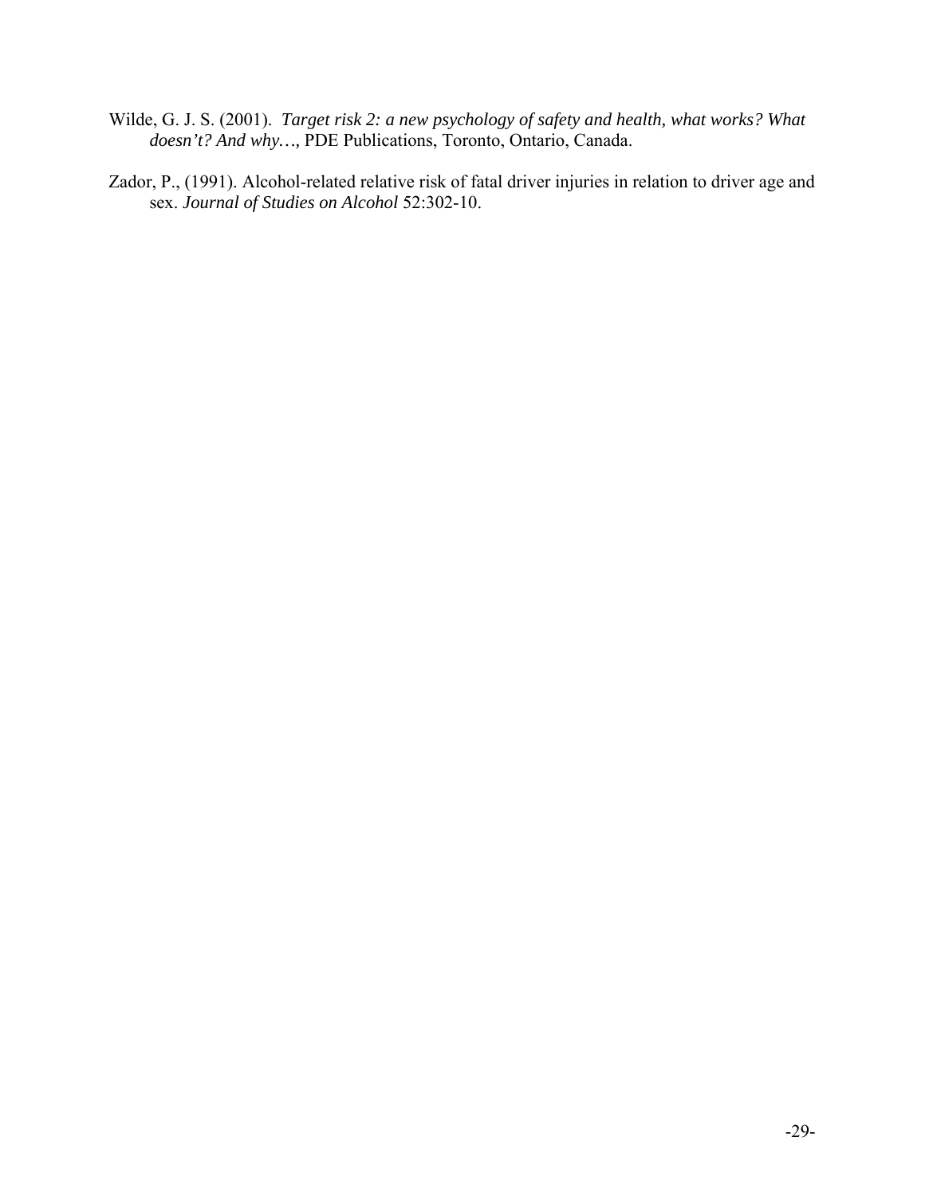Wilde, G. J. S. (2001). *Target risk 2: a new psychology of safety and health, what works? What doesn't? And why…,* PDE Publications, Toronto, Ontario, Canada.

Zador, P., (1991). Alcohol-related relative risk of fatal driver injuries in relation to driver age and sex. *Journal of Studies on Alcohol* 52:302-10.